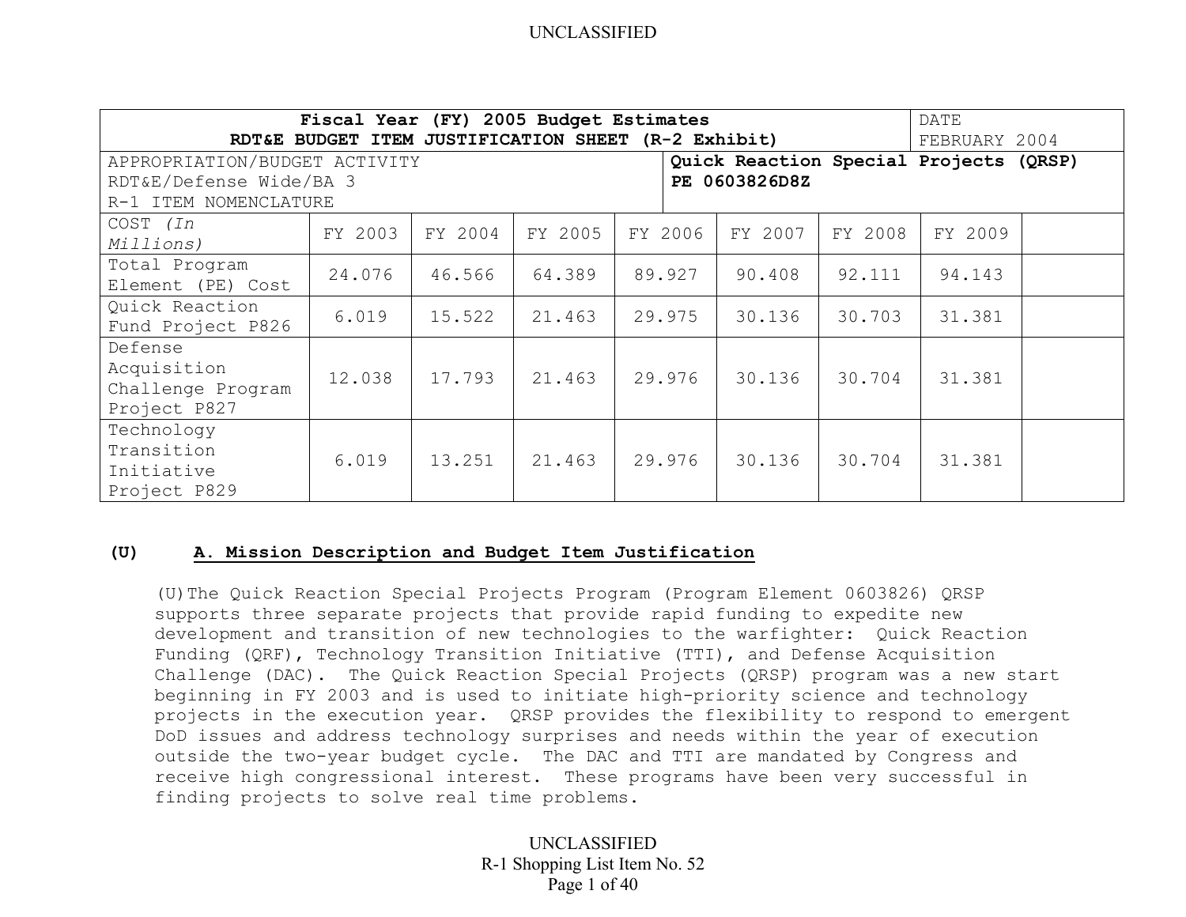UNCLASSIFIED

| Fiscal Year (FY) 2005 Budget Estimates<br>RDT&E BUDGET ITEM JUSTIFICATION SHEET (R-2 Exhibit) | | | | | | | DATE<br>FEBRUARY 2004 |
|---|---|---|---|---|---|---|---|
| APPROPRIATION/BUDGET ACTIVITY<br>RDT&E/Defense Wide/BA 3<br>R-1 ITEM NOMENCLATURE | | | | **Quick Reaction Special Projects (QRSP)**<br>**PE 0603826D8Z** | | | |
| COST *(In Millions)* | FY 2003 | FY 2004 | FY 2005 | FY 2006 | FY 2007 | FY 2008 | FY 2009 |
| Total Program Element (PE) Cost | 24.076 | 46.566 | 64.389 | 89.927 | 90.408 | 92.111 | 94.143 |
| Quick Reaction Fund Project P826 | 6.019 | 15.522 | 21.463 | 29.975 | 30.136 | 30.703 | 31.381 |
| Defense Acquisition Challenge Program Project P827 | 12.038 | 17.793 | 21.463 | 29.976 | 30.136 | 30.704 | 31.381 |
| Technology Transition Initiative Project P829 | 6.019 | 13.251 | 21.463 | 29.976 | 30.136 | 30.704 | 31.381 |

## (U) A. Mission Description and Budget Item Justification

(U) The Quick Reaction Special Projects Program (Program Element 0603826) QRSP supports three separate projects that provide rapid funding to expedite new development and transition of new technologies to the warfighter: Quick Reaction Funding (QRF), Technology Transition Initiative (TTI), and Defense Acquisition Challenge (DAC). The Quick Reaction Special Projects (QRSP) program was a new start beginning in FY 2003 and is used to initiate high-priority science and technology projects in the execution year. QRSP provides the flexibility to respond to emergent DoD issues and address technology surprises and needs within the year of execution outside the two-year budget cycle. The DAC and TTI are mandated by Congress and receive high congressional interest. These programs have been very successful in finding projects to solve real time problems.

UNCLASSIFIED
R-1 Shopping List Item No. 52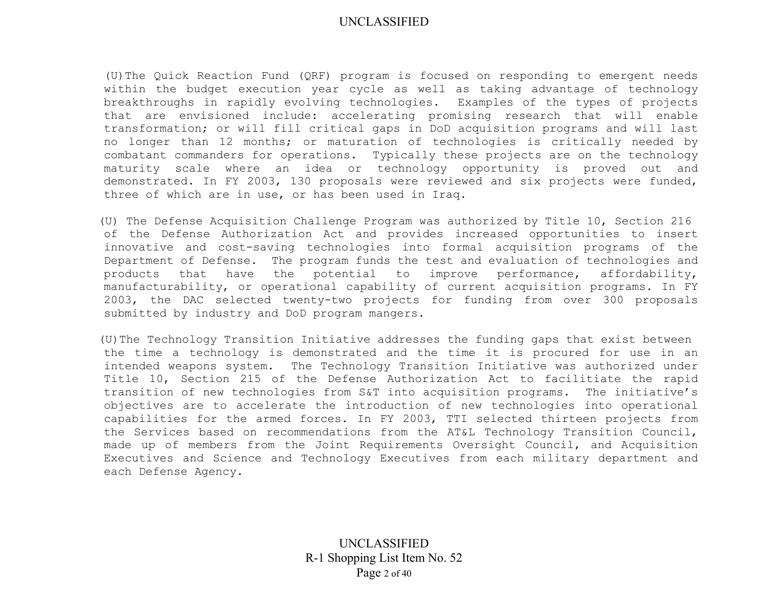(U) The Quick Reaction Fund (QRF) program is focused on responding to emergent needs within the budget execution year cycle as well as taking advantage of technology breakthroughs in rapidly evolving technologies. Examples of the types of projects that are envisioned include: accelerating promising research that will enable transformation; or will fill critical gaps in DoD acquisition programs and will last no longer than 12 months; or maturation of technologies is critically needed by combatant commanders for operations. Typically these projects are on the technology maturity scale where an idea or technology opportunity is proved out and demonstrated. In FY 2003, 130 proposals were reviewed and six projects were funded, three of which are in use, or has been used in Iraq.

(U) The Defense Acquisition Challenge Program was authorized by Title 10, Section 216 of the Defense Authorization Act and provides increased opportunities to insert innovative and cost-saving technologies into formal acquisition programs of the Department of Defense. The program funds the test and evaluation of technologies and products that have the potential to improve performance, affordability, manufacturability, or operational capability of current acquisition programs. In FY 2003, the DAC selected twenty-two projects for funding from over 300 proposals submitted by industry and DoD program mangers.

(U) The Technology Transition Initiative addresses the funding gaps that exist between the time a technology is demonstrated and the time it is procured for use in an intended weapons system. The Technology Transition Initiative was authorized under Title 10, Section 215 of the Defense Authorization Act to facilitiate the rapid transition of new technologies from S&T into acquisition programs. The initiative's objectives are to accelerate the introduction of new technologies into operational capabilities for the armed forces. In FY 2003, TTI selected thirteen projects from the Services based on recommendations from the AT&L Technology Transition Council, made up of members from the Joint Requirements Oversight Council, and Acquisition Executives and Science and Technology Executives from each military department and each Defense Agency.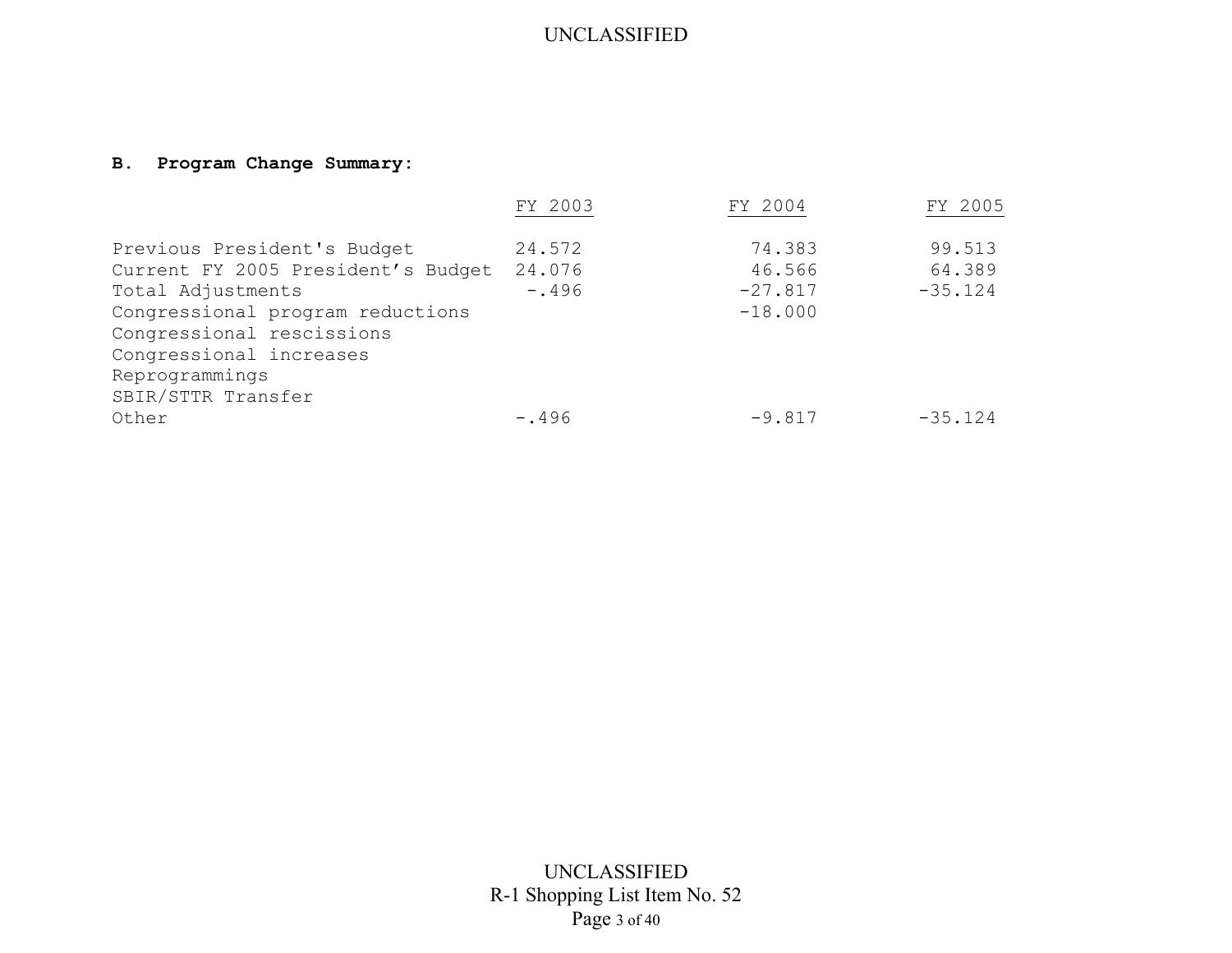**B. Program Change Summary:**

| | FY 2003 | FY 2004 | FY 2005 |
|---|---|---|---|
| Previous President's Budget | 24.572 | 74.383 | 99.513 |
| Current FY 2005 President's Budget | 24.076 | 46.566 | 64.389 |
| Total Adjustments | -.496 | -27.817 | -35.124 |
| Congressional program reductions | | -18.000 | |
| Congressional rescissions | | | |
| Congressional increases | | | |
| Reprogrammings | | | |
| SBIR/STTR Transfer | | | |
| Other | -.496 | -9.817 | -35.124 |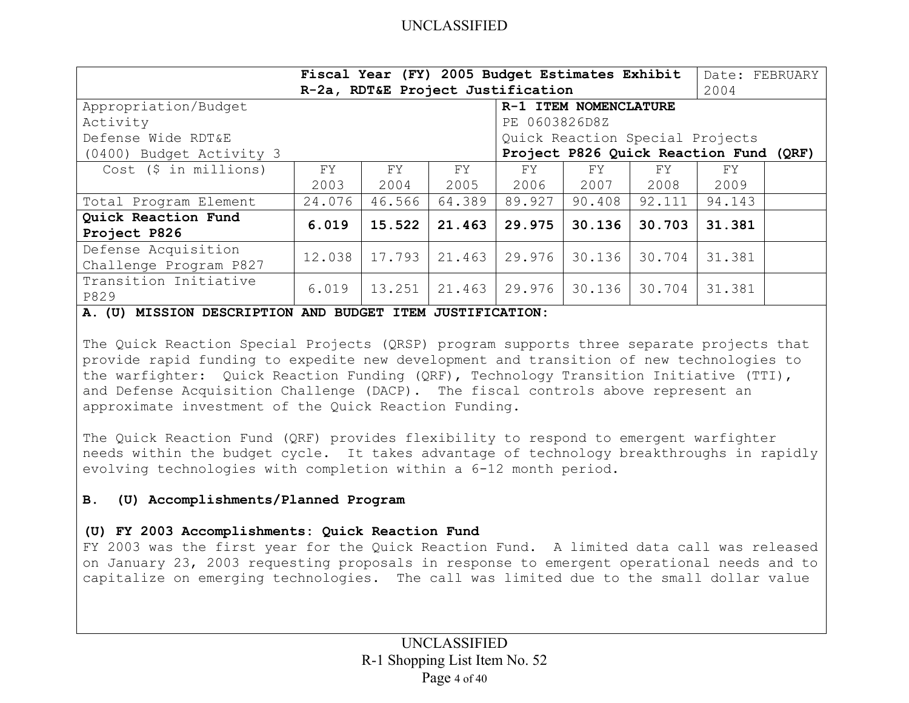UNCLASSIFIED

| Fiscal Year (FY) 2005 Budget Estimates Exhibit R-2a, RDT&E Project Justification | | | | | | | Date: FEBRUARY 2004 | |
|---|---|---|---|---|---|---|---|---|
| Appropriation/Budget Activity<br>Defense Wide RDT&E<br>(0400) Budget Activity 3 | | | | **R-1 ITEM NOMENCLATURE**<br>PE 0603826D8Z<br>Quick Reaction Special Projects<br>**Project P826 Quick Reaction Fund (QRF)** | | | | |
| Cost ($ in millions) | FY 2003 | FY 2004 | FY 2005 | FY 2006 | FY 2007 | FY 2008 | FY 2009 | |
| Total Program Element | 24.076 | 46.566 | 64.389 | 89.927 | 90.408 | 92.111 | 94.143 | |
| **Quick Reaction Fund Project P826** | **6.019** | **15.522** | **21.463** | **29.975** | **30.136** | **30.703** | **31.381** | |
| Defense Acquisition Challenge Program P827 | 12.038 | 17.793 | 21.463 | 29.976 | 30.136 | 30.704 | 31.381 | |
| Transition Initiative P829 | 6.019 | 13.251 | 21.463 | 29.976 | 30.136 | 30.704 | 31.381 | |

**A. (U) MISSION DESCRIPTION AND BUDGET ITEM JUSTIFICATION:**

The Quick Reaction Special Projects (QRSP) program supports three separate projects that provide rapid funding to expedite new development and transition of new technologies to the warfighter: Quick Reaction Funding (QRF), Technology Transition Initiative (TTI), and Defense Acquisition Challenge (DACP). The fiscal controls above represent an approximate investment of the Quick Reaction Funding.

The Quick Reaction Fund (QRF) provides flexibility to respond to emergent warfighter needs within the budget cycle. It takes advantage of technology breakthroughs in rapidly evolving technologies with completion within a 6-12 month period.

**B. (U) Accomplishments/Planned Program**

**(U) FY 2003 Accomplishments: Quick Reaction Fund**

FY 2003 was the first year for the Quick Reaction Fund. A limited data call was released on January 23, 2003 requesting proposals in response to emergent operational needs and to capitalize on emerging technologies. The call was limited due to the small dollar value

UNCLASSIFIED

R-1 Shopping List Item No. 52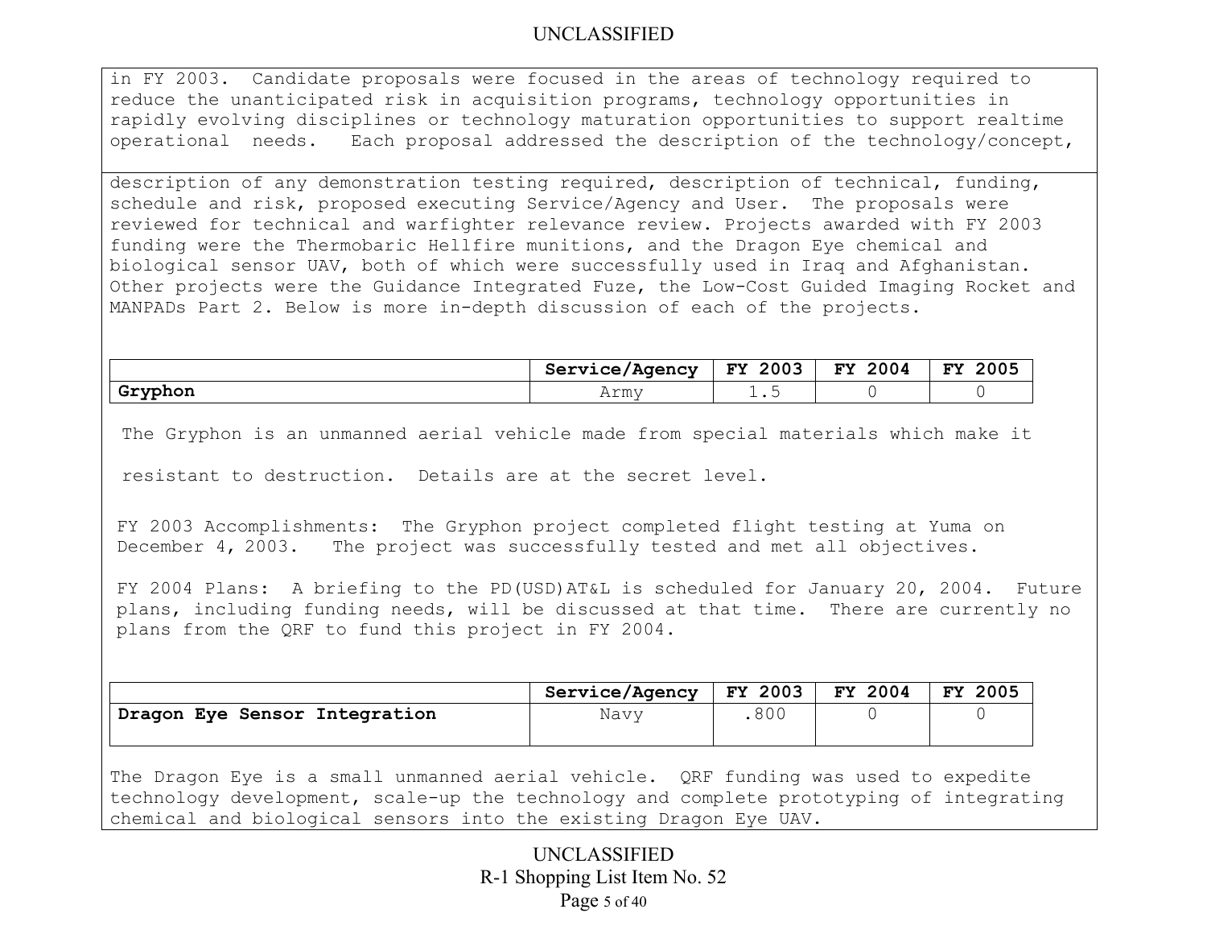in FY 2003. Candidate proposals were focused in the areas of technology required to reduce the unanticipated risk in acquisition programs, technology opportunities in rapidly evolving disciplines or technology maturation opportunities to support realtime operational needs. Each proposal addressed the description of the technology/concept,

description of any demonstration testing required, description of technical, funding, schedule and risk, proposed executing Service/Agency and User. The proposals were reviewed for technical and warfighter relevance review. Projects awarded with FY 2003 funding were the Thermobaric Hellfire munitions, and the Dragon Eye chemical and biological sensor UAV, both of which were successfully used in Iraq and Afghanistan. Other projects were the Guidance Integrated Fuze, the Low-Cost Guided Imaging Rocket and MANPADs Part 2. Below is more in-depth discussion of each of the projects.

| | Service/Agency | FY 2003 | FY 2004 | FY 2005 |
|---|---|---|---|---|
| **Gryphon** | Army | 1.5 | 0 | 0 |

The Gryphon is an unmanned aerial vehicle made from special materials which make it resistant to destruction. Details are at the secret level.

FY 2003 Accomplishments: The Gryphon project completed flight testing at Yuma on December 4, 2003. The project was successfully tested and met all objectives.

FY 2004 Plans: A briefing to the PD(USD)AT&L is scheduled for January 20, 2004. Future plans, including funding needs, will be discussed at that time. There are currently no plans from the QRF to fund this project in FY 2004.

| | Service/Agency | FY 2003 | FY 2004 | FY 2005 |
|---|---|---|---|---|
| **Dragon Eye Sensor Integration** | Navy | .800 | 0 | 0 |

The Dragon Eye is a small unmanned aerial vehicle. QRF funding was used to expedite technology development, scale-up the technology and complete prototyping of integrating chemical and biological sensors into the existing Dragon Eye UAV.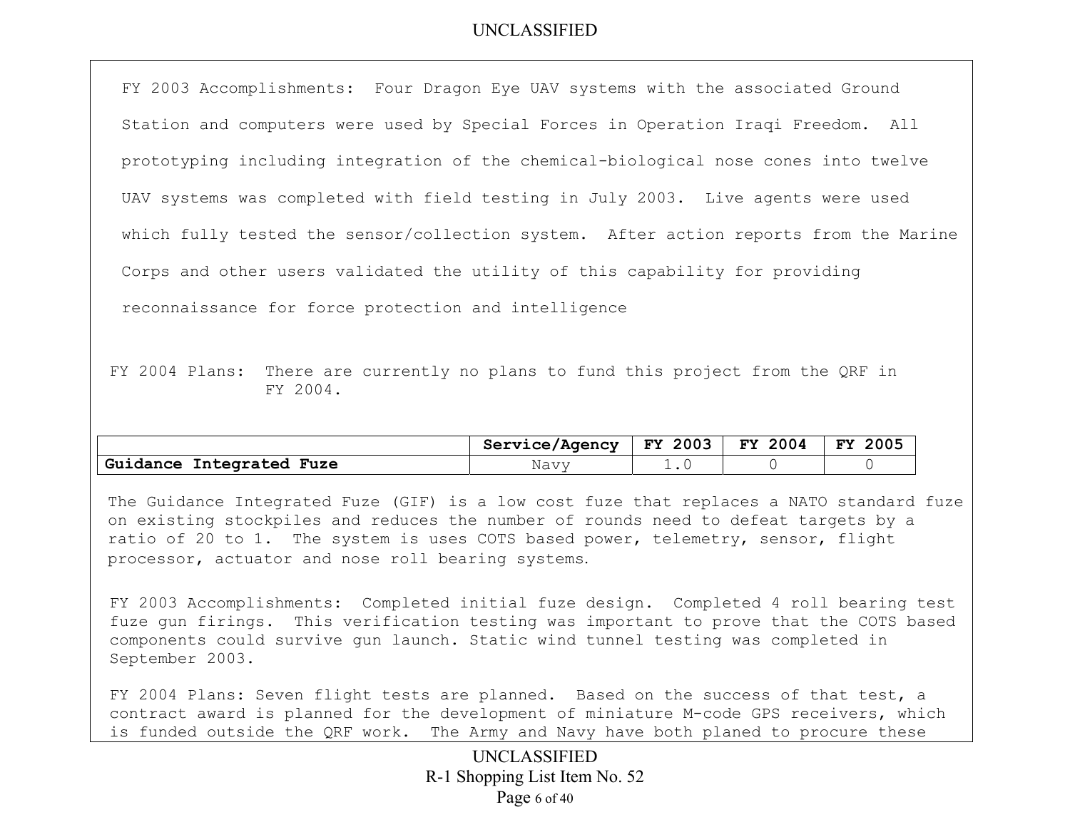FY 2003 Accomplishments: Four Dragon Eye UAV systems with the associated Ground Station and computers were used by Special Forces in Operation Iraqi Freedom. All prototyping including integration of the chemical-biological nose cones into twelve UAV systems was completed with field testing in July 2003. Live agents were used which fully tested the sensor/collection system. After action reports from the Marine Corps and other users validated the utility of this capability for providing reconnaissance for force protection and intelligence

FY 2004 Plans: There are currently no plans to fund this project from the QRF in FY 2004.

| | Service/Agency | FY 2003 | FY 2004 | FY 2005 |
|---|---|---|---|---|
| **Guidance Integrated Fuze** | Navy | 1.0 | 0 | 0 |

The Guidance Integrated Fuze (GIF) is a low cost fuze that replaces a NATO standard fuze on existing stockpiles and reduces the number of rounds need to defeat targets by a ratio of 20 to 1. The system is uses COTS based power, telemetry, sensor, flight processor, actuator and nose roll bearing systems.

FY 2003 Accomplishments: Completed initial fuze design. Completed 4 roll bearing test fuze gun firings. This verification testing was important to prove that the COTS based components could survive gun launch. Static wind tunnel testing was completed in September 2003.

FY 2004 Plans: Seven flight tests are planned. Based on the success of that test, a contract award is planned for the development of miniature M-code GPS receivers, which is funded outside the QRF work. The Army and Navy have both planed to procure these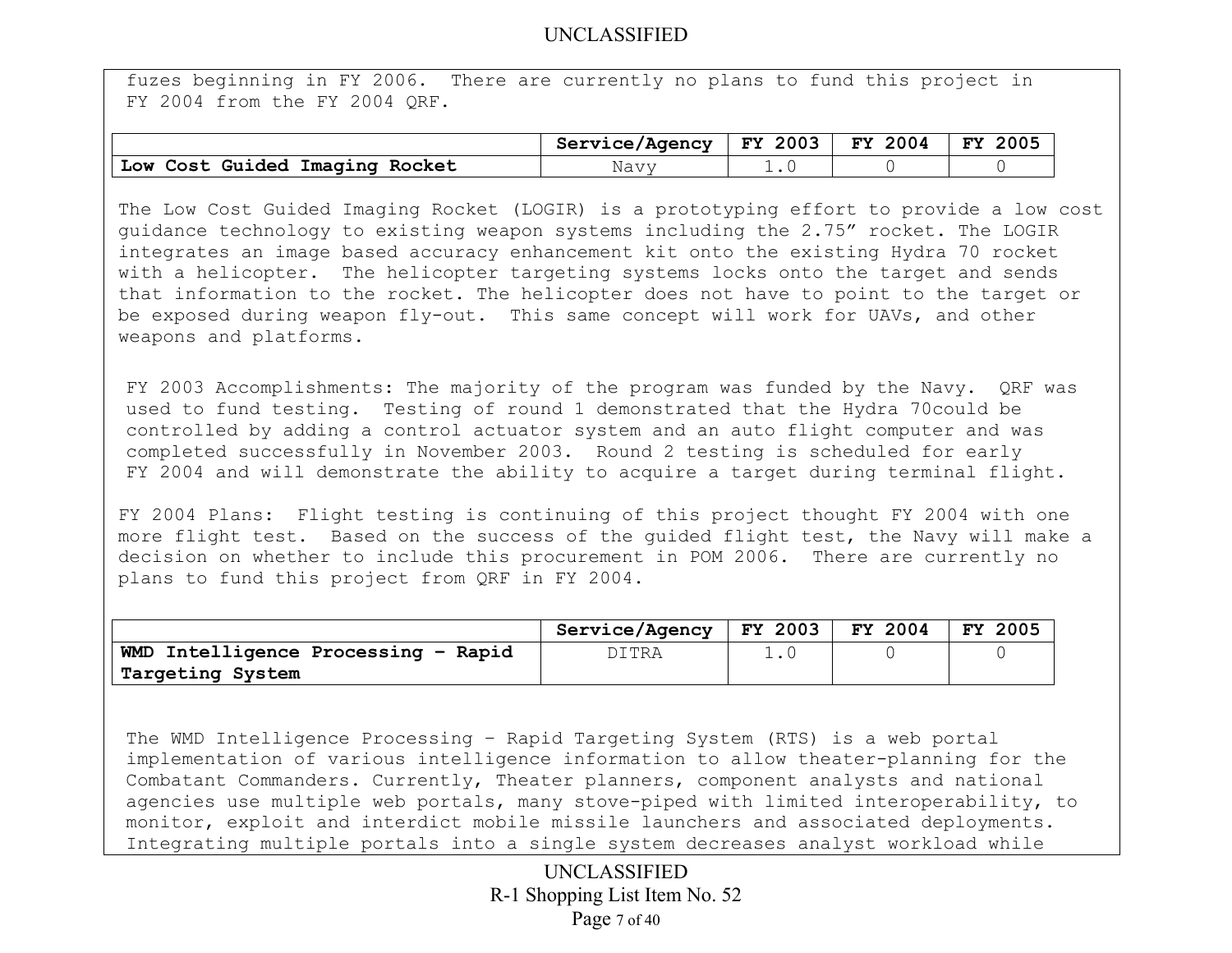fuzes beginning in FY 2006. There are currently no plans to fund this project in FY 2004 from the FY 2004 QRF.

| | Service/Agency | FY 2003 | FY 2004 | FY 2005 |
|---|---|---|---|---|
| **Low Cost Guided Imaging Rocket** | Navy | 1.0 | 0 | 0 |

The Low Cost Guided Imaging Rocket (LOGIR) is a prototyping effort to provide a low cost guidance technology to existing weapon systems including the 2.75" rocket. The LOGIR integrates an image based accuracy enhancement kit onto the existing Hydra 70 rocket with a helicopter. The helicopter targeting systems locks onto the target and sends that information to the rocket. The helicopter does not have to point to the target or be exposed during weapon fly-out. This same concept will work for UAVs, and other weapons and platforms.

FY 2003 Accomplishments: The majority of the program was funded by the Navy. QRF was used to fund testing. Testing of round 1 demonstrated that the Hydra 70could be controlled by adding a control actuator system and an auto flight computer and was completed successfully in November 2003. Round 2 testing is scheduled for early FY 2004 and will demonstrate the ability to acquire a target during terminal flight.

FY 2004 Plans: Flight testing is continuing of this project thought FY 2004 with one more flight test. Based on the success of the guided flight test, the Navy will make a decision on whether to include this procurement in POM 2006. There are currently no plans to fund this project from QRF in FY 2004.

| | Service/Agency | FY 2003 | FY 2004 | FY 2005 |
|---|---|---|---|---|
| **WMD Intelligence Processing – Rapid Targeting System** | DITRA | 1.0 | 0 | 0 |

The WMD Intelligence Processing – Rapid Targeting System (RTS) is a web portal implementation of various intelligence information to allow theater-planning for the Combatant Commanders. Currently, Theater planners, component analysts and national agencies use multiple web portals, many stove-piped with limited interoperability, to monitor, exploit and interdict mobile missile launchers and associated deployments. Integrating multiple portals into a single system decreases analyst workload while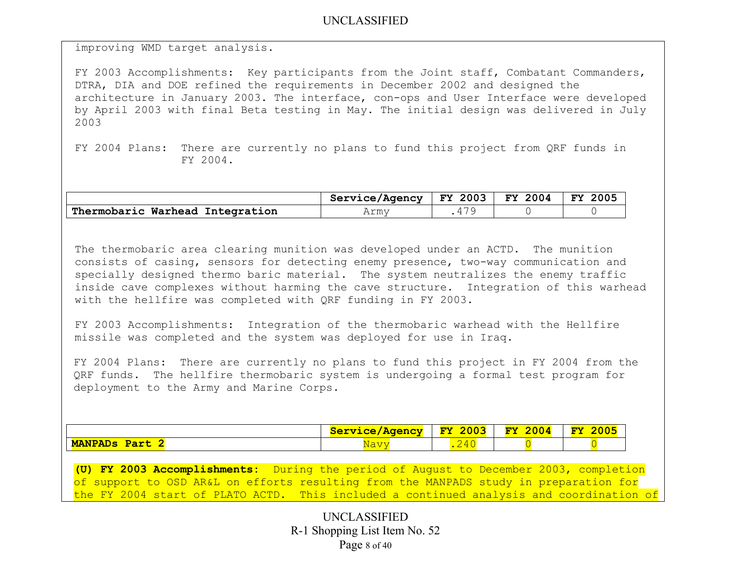improving WMD target analysis.

FY 2003 Accomplishments: Key participants from the Joint staff, Combatant Commanders, DTRA, DIA and DOE refined the requirements in December 2002 and designed the architecture in January 2003. The interface, con-ops and User Interface were developed by April 2003 with final Beta testing in May. The initial design was delivered in July 2003

FY 2004 Plans: There are currently no plans to fund this project from QRF funds in FY 2004.

| | Service/Agency | FY 2003 | FY 2004 | FY 2005 |
|---|---|---|---|---|
| **Thermobaric Warhead Integration** | Army | .479 | 0 | 0 |

The thermobaric area clearing munition was developed under an ACTD. The munition consists of casing, sensors for detecting enemy presence, two-way communication and specially designed thermo baric material. The system neutralizes the enemy traffic inside cave complexes without harming the cave structure. Integration of this warhead with the hellfire was completed with QRF funding in FY 2003.

FY 2003 Accomplishments: Integration of the thermobaric warhead with the Hellfire missile was completed and the system was deployed for use in Iraq.

FY 2004 Plans: There are currently no plans to fund this project in FY 2004 from the QRF funds. The hellfire thermobaric system is undergoing a formal test program for deployment to the Army and Marine Corps.

| | Service/Agency | FY 2003 | FY 2004 | FY 2005 |
|---|---|---|---|---|
| **MANPADs Part 2** | Navy | .240 | 0 | 0 |

**(U) FY 2003 Accomplishments:** During the period of August to December 2003, completion of support to OSD AR&L on efforts resulting from the MANPADS study in preparation for the FY 2004 start of PLATO ACTD. This included a continued analysis and coordination of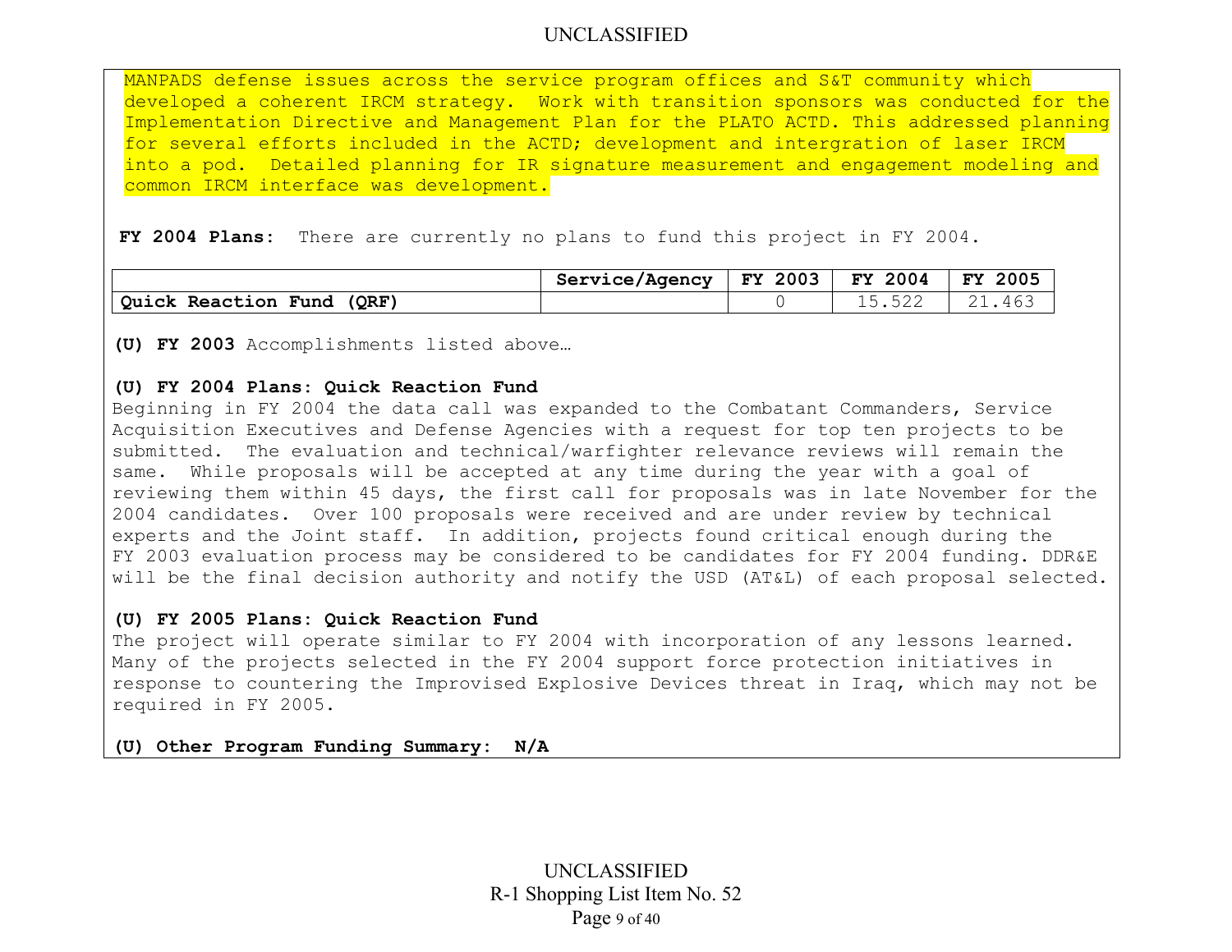MANPADS defense issues across the service program offices and S&T community which developed a coherent IRCM strategy. Work with transition sponsors was conducted for the Implementation Directive and Management Plan for the PLATO ACTD. This addressed planning for several efforts included in the ACTD; development and intergration of laser IRCM into a pod. Detailed planning for IR signature measurement and engagement modeling and common IRCM interface was development.

**FY 2004 Plans:** There are currently no plans to fund this project in FY 2004.

| | Service/Agency | FY 2003 | FY 2004 | FY 2005 |
|---|---|---|---|---|
| **Quick Reaction Fund (QRF)** | | 0 | 15.522 | 21.463 |

**(U) FY 2003** Accomplishments listed above…

**(U) FY 2004 Plans: Quick Reaction Fund**

Beginning in FY 2004 the data call was expanded to the Combatant Commanders, Service Acquisition Executives and Defense Agencies with a request for top ten projects to be submitted. The evaluation and technical/warfighter relevance reviews will remain the same. While proposals will be accepted at any time during the year with a goal of reviewing them within 45 days, the first call for proposals was in late November for the 2004 candidates. Over 100 proposals were received and are under review by technical experts and the Joint staff. In addition, projects found critical enough during the FY 2003 evaluation process may be considered to be candidates for FY 2004 funding. DDR&E will be the final decision authority and notify the USD (AT&L) of each proposal selected.

**(U) FY 2005 Plans: Quick Reaction Fund**

The project will operate similar to FY 2004 with incorporation of any lessons learned. Many of the projects selected in the FY 2004 support force protection initiatives in response to countering the Improvised Explosive Devices threat in Iraq, which may not be required in FY 2005.

**(U) Other Program Funding Summary: N/A**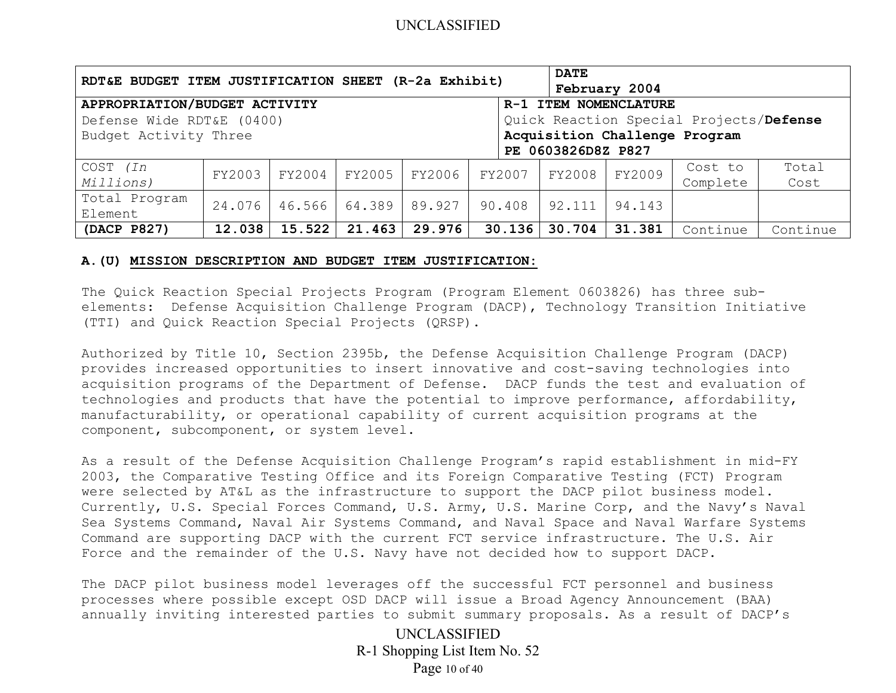UNCLASSIFIED

| RDT&E BUDGET ITEM JUSTIFICATION SHEET (R-2a Exhibit) | | | | | | DATE February 2004 | | | |
|---|---|---|---|---|---|---|---|---|---|
| **APPROPRIATION/BUDGET ACTIVITY** Defense Wide RDT&E (0400) Budget Activity Three | | | | | | **R-1 ITEM NOMENCLATURE** Quick Reaction Special Projects/**Defense Acquisition Challenge Program PE 0603826D8Z P827** | | | |
| COST *(In Millions)* | FY2003 | FY2004 | FY2005 | FY2006 | FY2007 | FY2008 | FY2009 | Cost to Complete | Total Cost |
| Total Program Element | 24.076 | 46.566 | 64.389 | 89.927 | 90.408 | 92.111 | 94.143 | | |
| **(DACP P827)** | **12.038** | **15.522** | **21.463** | **29.976** | **30.136** | **30.704** | **31.381** | Continue | Continue |

**A.(U) MISSION DESCRIPTION AND BUDGET ITEM JUSTIFICATION:**

The Quick Reaction Special Projects Program (Program Element 0603826) has three sub-elements: Defense Acquisition Challenge Program (DACP), Technology Transition Initiative (TTI) and Quick Reaction Special Projects (QRSP).

Authorized by Title 10, Section 2395b, the Defense Acquisition Challenge Program (DACP) provides increased opportunities to insert innovative and cost-saving technologies into acquisition programs of the Department of Defense. DACP funds the test and evaluation of technologies and products that have the potential to improve performance, affordability, manufacturability, or operational capability of current acquisition programs at the component, subcomponent, or system level.

As a result of the Defense Acquisition Challenge Program's rapid establishment in mid-FY 2003, the Comparative Testing Office and its Foreign Comparative Testing (FCT) Program were selected by AT&L as the infrastructure to support the DACP pilot business model. Currently, U.S. Special Forces Command, U.S. Army, U.S. Marine Corp, and the Navy's Naval Sea Systems Command, Naval Air Systems Command, and Naval Space and Naval Warfare Systems Command are supporting DACP with the current FCT service infrastructure. The U.S. Air Force and the remainder of the U.S. Navy have not decided how to support DACP.

The DACP pilot business model leverages off the successful FCT personnel and business processes where possible except OSD DACP will issue a Broad Agency Announcement (BAA) annually inviting interested parties to submit summary proposals. As a result of DACP's

UNCLASSIFIED
R-1 Shopping List Item No. 52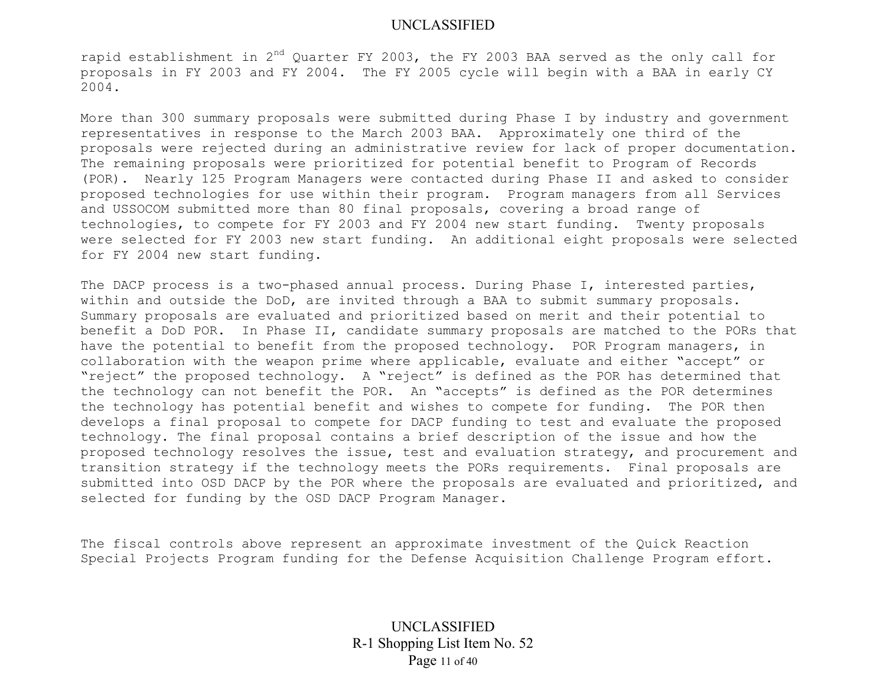rapid establishment in 2nd Quarter FY 2003, the FY 2003 BAA served as the only call for proposals in FY 2003 and FY 2004. The FY 2005 cycle will begin with a BAA in early CY 2004.

More than 300 summary proposals were submitted during Phase I by industry and government representatives in response to the March 2003 BAA. Approximately one third of the proposals were rejected during an administrative review for lack of proper documentation. The remaining proposals were prioritized for potential benefit to Program of Records (POR). Nearly 125 Program Managers were contacted during Phase II and asked to consider proposed technologies for use within their program. Program managers from all Services and USSOCOM submitted more than 80 final proposals, covering a broad range of technologies, to compete for FY 2003 and FY 2004 new start funding. Twenty proposals were selected for FY 2003 new start funding. An additional eight proposals were selected for FY 2004 new start funding.

The DACP process is a two-phased annual process. During Phase I, interested parties, within and outside the DoD, are invited through a BAA to submit summary proposals. Summary proposals are evaluated and prioritized based on merit and their potential to benefit a DoD POR. In Phase II, candidate summary proposals are matched to the PORs that have the potential to benefit from the proposed technology. POR Program managers, in collaboration with the weapon prime where applicable, evaluate and either "accept" or "reject" the proposed technology. A "reject" is defined as the POR has determined that the technology can not benefit the POR. An "accepts" is defined as the POR determines the technology has potential benefit and wishes to compete for funding. The POR then develops a final proposal to compete for DACP funding to test and evaluate the proposed technology. The final proposal contains a brief description of the issue and how the proposed technology resolves the issue, test and evaluation strategy, and procurement and transition strategy if the technology meets the PORs requirements. Final proposals are submitted into OSD DACP by the POR where the proposals are evaluated and prioritized, and selected for funding by the OSD DACP Program Manager.

The fiscal controls above represent an approximate investment of the Quick Reaction Special Projects Program funding for the Defense Acquisition Challenge Program effort.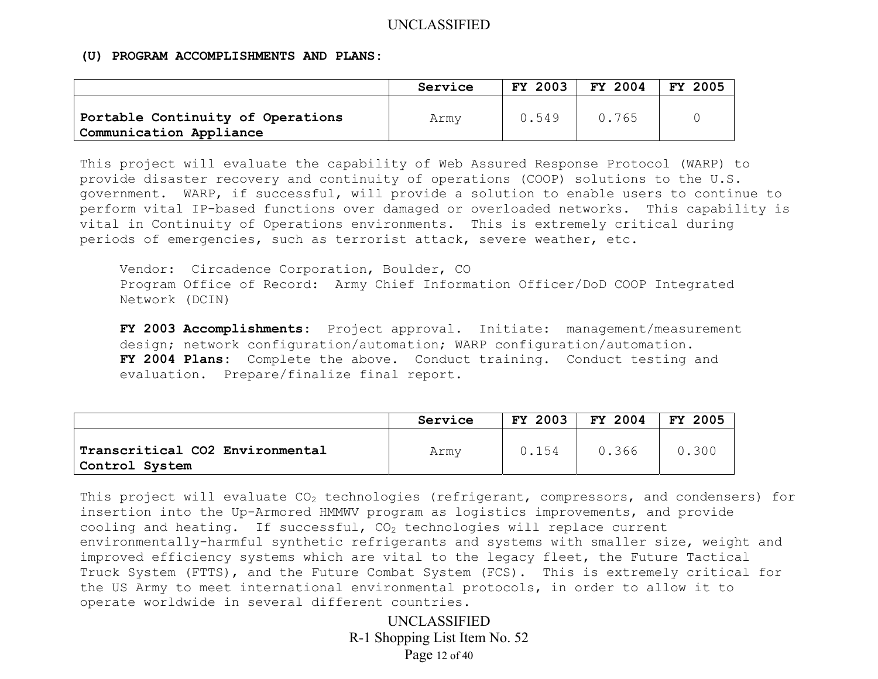**(U) PROGRAM ACCOMPLISHMENTS AND PLANS:**

| | Service | FY 2003 | FY 2004 | FY 2005 |
|---|---|---|---|---|
| **Portable Continuity of Operations Communication Appliance** | Army | 0.549 | 0.765 | 0 |

This project will evaluate the capability of Web Assured Response Protocol (WARP) to provide disaster recovery and continuity of operations (COOP) solutions to the U.S. government. WARP, if successful, will provide a solution to enable users to continue to perform vital IP-based functions over damaged or overloaded networks. This capability is vital in Continuity of Operations environments. This is extremely critical during periods of emergencies, such as terrorist attack, severe weather, etc.

Vendor: Circadence Corporation, Boulder, CO
Program Office of Record: Army Chief Information Officer/DoD COOP Integrated Network (DCIN)

**FY 2003 Accomplishments:** Project approval. Initiate: management/measurement design; network configuration/automation; WARP configuration/automation.
**FY 2004 Plans:** Complete the above. Conduct training. Conduct testing and evaluation. Prepare/finalize final report.

| | Service | FY 2003 | FY 2004 | FY 2005 |
|---|---|---|---|---|
| **Transcritical CO2 Environmental Control System** | Army | 0.154 | 0.366 | 0.300 |

This project will evaluate $CO_2$ technologies (refrigerant, compressors, and condensers) for insertion into the Up-Armored HMMWV program as logistics improvements, and provide cooling and heating. If successful, $CO_2$ technologies will replace current environmentally-harmful synthetic refrigerants and systems with smaller size, weight and improved efficiency systems which are vital to the legacy fleet, the Future Tactical Truck System (FTTS), and the Future Combat System (FCS). This is extremely critical for the US Army to meet international environmental protocols, in order to allow it to operate worldwide in several different countries.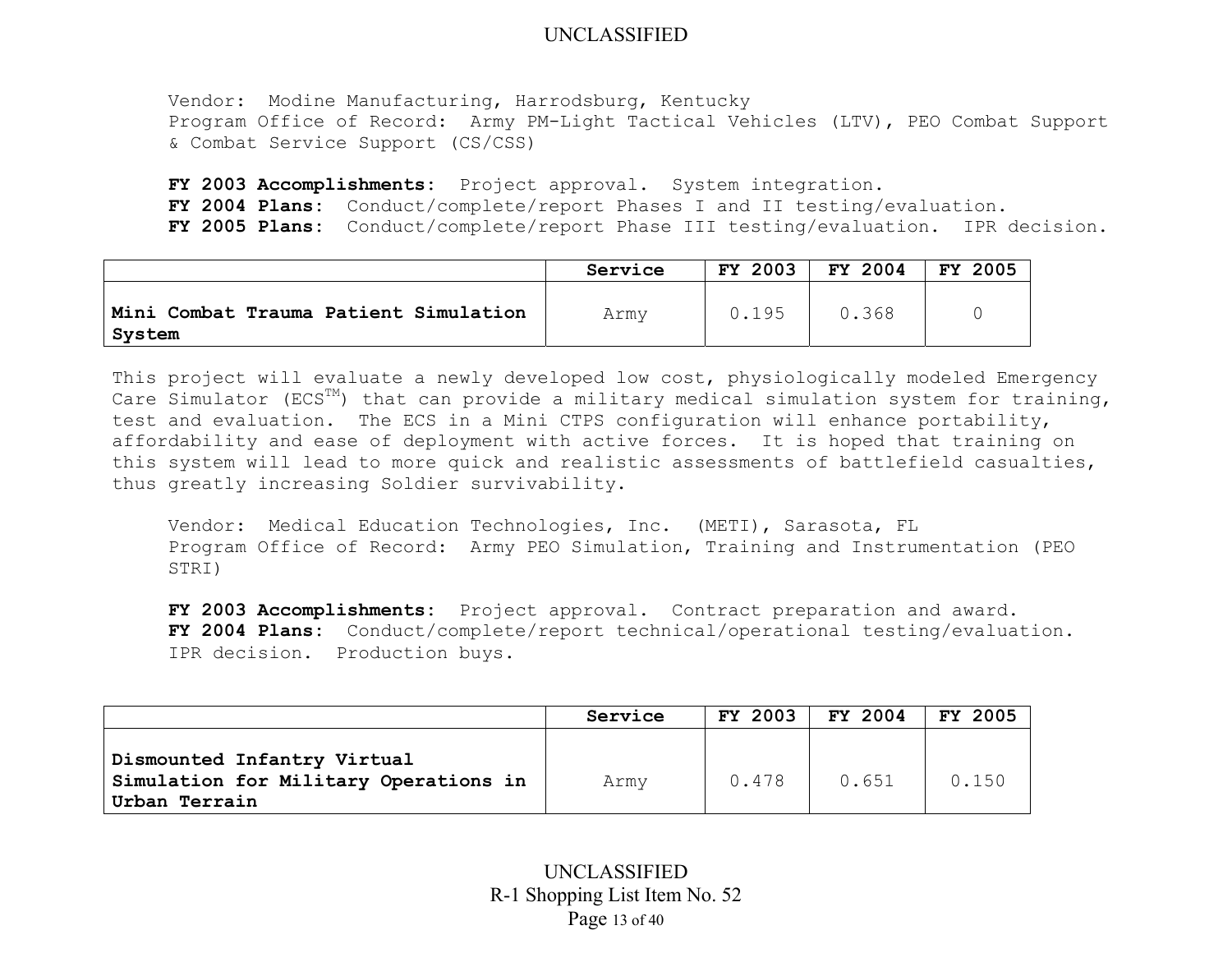Vendor: Modine Manufacturing, Harrodsburg, Kentucky
Program Office of Record: Army PM-Light Tactical Vehicles (LTV), PEO Combat Support & Combat Service Support (CS/CSS)

**FY 2003 Accomplishments:** Project approval. System integration.
**FY 2004 Plans:** Conduct/complete/report Phases I and II testing/evaluation.
**FY 2005 Plans:** Conduct/complete/report Phase III testing/evaluation. IPR decision.

| | Service | FY 2003 | FY 2004 | FY 2005 |
|---|---|---|---|---|
| **Mini Combat Trauma Patient Simulation System** | Army | 0.195 | 0.368 | 0 |

This project will evaluate a newly developed low cost, physiologically modeled Emergency Care Simulator (ECS™) that can provide a military medical simulation system for training, test and evaluation. The ECS in a Mini CTPS configuration will enhance portability, affordability and ease of deployment with active forces. It is hoped that training on this system will lead to more quick and realistic assessments of battlefield casualties, thus greatly increasing Soldier survivability.

Vendor: Medical Education Technologies, Inc. (METI), Sarasota, FL
Program Office of Record: Army PEO Simulation, Training and Instrumentation (PEO STRI)

**FY 2003 Accomplishments:** Project approval. Contract preparation and award.
**FY 2004 Plans:** Conduct/complete/report technical/operational testing/evaluation. IPR decision. Production buys.

| | Service | FY 2003 | FY 2004 | FY 2005 |
|---|---|---|---|---|
| **Dismounted Infantry Virtual Simulation for Military Operations in Urban Terrain** | Army | 0.478 | 0.651 | 0.150 |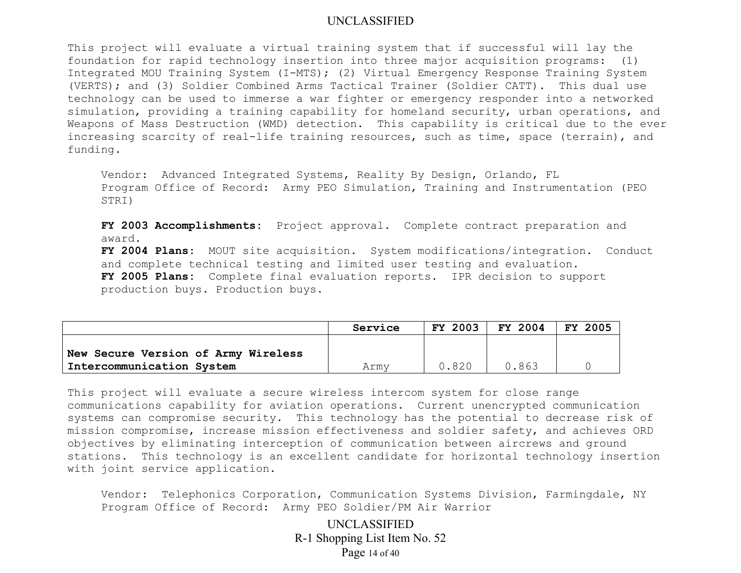This project will evaluate a virtual training system that if successful will lay the foundation for rapid technology insertion into three major acquisition programs: (1) Integrated MOU Training System (I-MTS); (2) Virtual Emergency Response Training System (VERTS); and (3) Soldier Combined Arms Tactical Trainer (Soldier CATT). This dual use technology can be used to immerse a war fighter or emergency responder into a networked simulation, providing a training capability for homeland security, urban operations, and Weapons of Mass Destruction (WMD) detection. This capability is critical due to the ever increasing scarcity of real-life training resources, such as time, space (terrain), and funding.

Vendor: Advanced Integrated Systems, Reality By Design, Orlando, FL
Program Office of Record: Army PEO Simulation, Training and Instrumentation (PEO STRI)

**FY 2003 Accomplishments:** Project approval. Complete contract preparation and award.
**FY 2004 Plans:** MOUT site acquisition. System modifications/integration. Conduct and complete technical testing and limited user testing and evaluation.
**FY 2005 Plans:** Complete final evaluation reports. IPR decision to support production buys. Production buys.

| | Service | FY 2003 | FY 2004 | FY 2005 |
|---|---|---|---|---|
| **New Secure Version of Army Wireless Intercommunication System** | Army | 0.820 | 0.863 | 0 |

This project will evaluate a secure wireless intercom system for close range communications capability for aviation operations. Current unencrypted communication systems can compromise security. This technology has the potential to decrease risk of mission compromise, increase mission effectiveness and soldier safety, and achieves ORD objectives by eliminating interception of communication between aircrews and ground stations. This technology is an excellent candidate for horizontal technology insertion with joint service application.

Vendor: Telephonics Corporation, Communication Systems Division, Farmingdale, NY
Program Office of Record: Army PEO Soldier/PM Air Warrior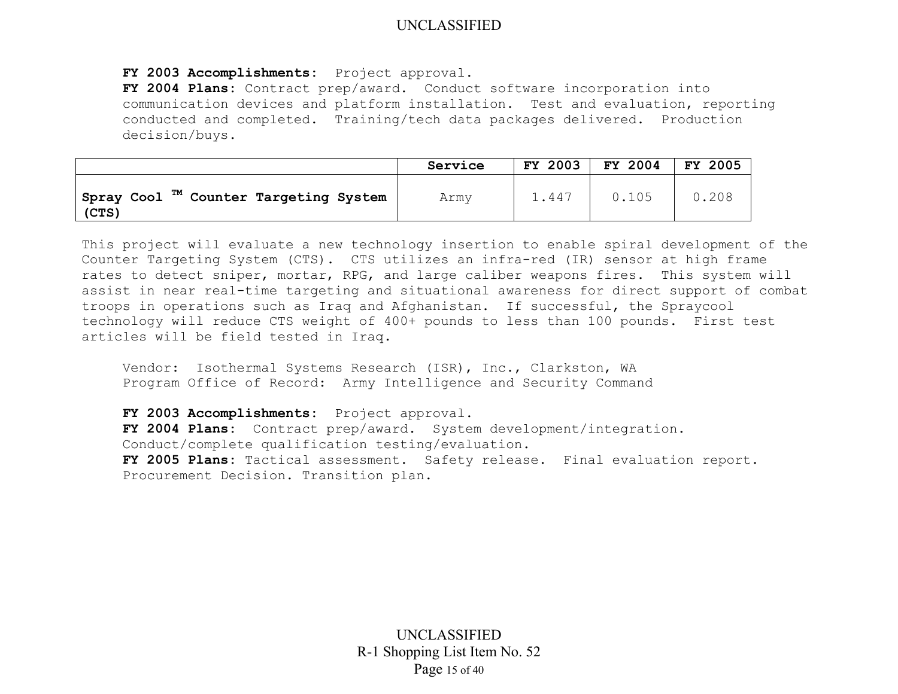**FY 2003 Accomplishments:** Project approval.
**FY 2004 Plans:** Contract prep/award. Conduct software incorporation into communication devices and platform installation. Test and evaluation, reporting conducted and completed. Training/tech data packages delivered. Production decision/buys.

| | Service | FY 2003 | FY 2004 | FY 2005 |
|---|---|---|---|---|
| **Spray Cool ™ Counter Targeting System (CTS)** | Army | 1.447 | 0.105 | 0.208 |

This project will evaluate a new technology insertion to enable spiral development of the Counter Targeting System (CTS). CTS utilizes an infra-red (IR) sensor at high frame rates to detect sniper, mortar, RPG, and large caliber weapons fires. This system will assist in near real-time targeting and situational awareness for direct support of combat troops in operations such as Iraq and Afghanistan. If successful, the Spraycool technology will reduce CTS weight of 400+ pounds to less than 100 pounds. First test articles will be field tested in Iraq.

Vendor: Isothermal Systems Research (ISR), Inc., Clarkston, WA
Program Office of Record: Army Intelligence and Security Command

**FY 2003 Accomplishments:** Project approval.
**FY 2004 Plans:** Contract prep/award. System development/integration. Conduct/complete qualification testing/evaluation.
**FY 2005 Plans:** Tactical assessment. Safety release. Final evaluation report. Procurement Decision. Transition plan.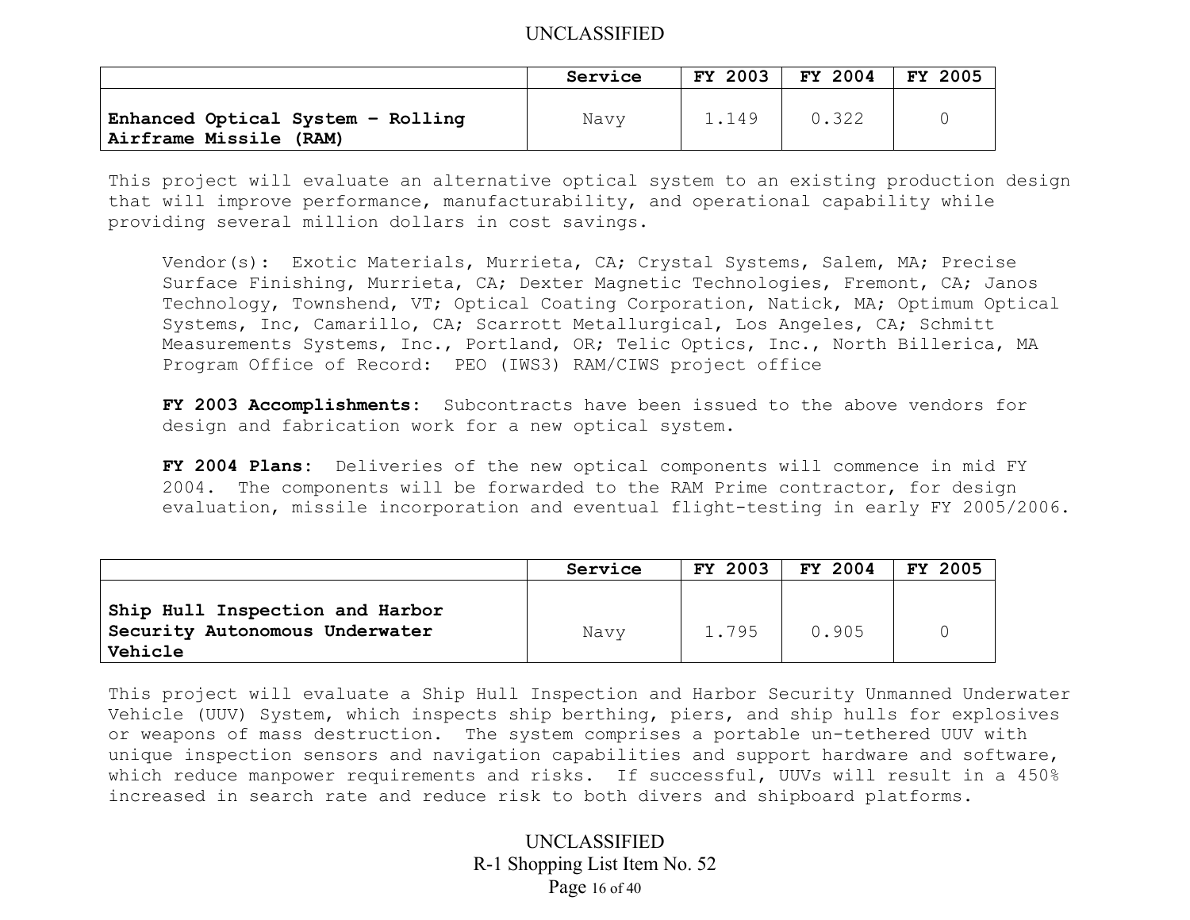| | Service | FY 2003 | FY 2004 | FY 2005 |
|---|---|---|---|---|
| **Enhanced Optical System – Rolling Airframe Missile (RAM)** | Navy | 1.149 | 0.322 | 0 |

This project will evaluate an alternative optical system to an existing production design that will improve performance, manufacturability, and operational capability while providing several million dollars in cost savings.

Vendor(s): Exotic Materials, Murrieta, CA; Crystal Systems, Salem, MA; Precise Surface Finishing, Murrieta, CA; Dexter Magnetic Technologies, Fremont, CA; Janos Technology, Townshend, VT; Optical Coating Corporation, Natick, MA; Optimum Optical Systems, Inc, Camarillo, CA; Scarrott Metallurgical, Los Angeles, CA; Schmitt Measurements Systems, Inc., Portland, OR; Telic Optics, Inc., North Billerica, MA
Program Office of Record: PEO (IWS3) RAM/CIWS project office

**FY 2003 Accomplishments:** Subcontracts have been issued to the above vendors for design and fabrication work for a new optical system.

**FY 2004 Plans:** Deliveries of the new optical components will commence in mid FY 2004. The components will be forwarded to the RAM Prime contractor, for design evaluation, missile incorporation and eventual flight-testing in early FY 2005/2006.

| | Service | FY 2003 | FY 2004 | FY 2005 |
|---|---|---|---|---|
| **Ship Hull Inspection and Harbor Security Autonomous Underwater Vehicle** | Navy | 1.795 | 0.905 | 0 |

This project will evaluate a Ship Hull Inspection and Harbor Security Unmanned Underwater Vehicle (UUV) System, which inspects ship berthing, piers, and ship hulls for explosives or weapons of mass destruction. The system comprises a portable un-tethered UUV with unique inspection sensors and navigation capabilities and support hardware and software, which reduce manpower requirements and risks. If successful, UUVs will result in a 450% increased in search rate and reduce risk to both divers and shipboard platforms.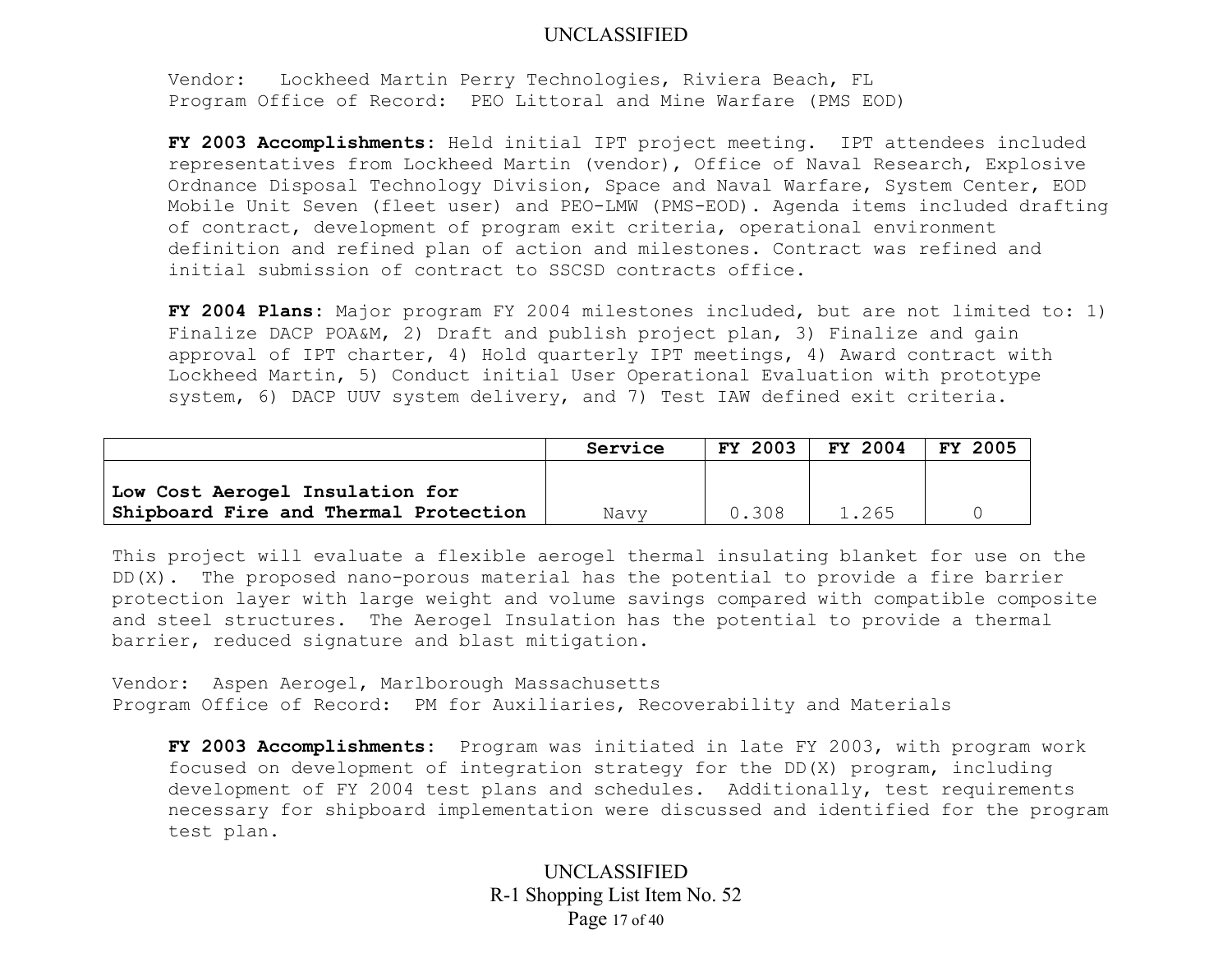Vendor: Lockheed Martin Perry Technologies, Riviera Beach, FL
Program Office of Record: PEO Littoral and Mine Warfare (PMS EOD)

**FY 2003 Accomplishments:** Held initial IPT project meeting. IPT attendees included representatives from Lockheed Martin (vendor), Office of Naval Research, Explosive Ordnance Disposal Technology Division, Space and Naval Warfare, System Center, EOD Mobile Unit Seven (fleet user) and PEO-LMW (PMS-EOD). Agenda items included drafting of contract, development of program exit criteria, operational environment definition and refined plan of action and milestones. Contract was refined and initial submission of contract to SSCSD contracts office.

**FY 2004 Plans:** Major program FY 2004 milestones included, but are not limited to: 1) Finalize DACP POA&M, 2) Draft and publish project plan, 3) Finalize and gain approval of IPT charter, 4) Hold quarterly IPT meetings, 4) Award contract with Lockheed Martin, 5) Conduct initial User Operational Evaluation with prototype system, 6) DACP UUV system delivery, and 7) Test IAW defined exit criteria.

| | Service | FY 2003 | FY 2004 | FY 2005 |
|---|---|---|---|---|
| **Low Cost Aerogel Insulation for Shipboard Fire and Thermal Protection** | Navy | 0.308 | 1.265 | 0 |

This project will evaluate a flexible aerogel thermal insulating blanket for use on the DD(X). The proposed nano-porous material has the potential to provide a fire barrier protection layer with large weight and volume savings compared with compatible composite and steel structures. The Aerogel Insulation has the potential to provide a thermal barrier, reduced signature and blast mitigation.

Vendor: Aspen Aerogel, Marlborough Massachusetts
Program Office of Record: PM for Auxiliaries, Recoverability and Materials

**FY 2003 Accomplishments:** Program was initiated in late FY 2003, with program work focused on development of integration strategy for the DD(X) program, including development of FY 2004 test plans and schedules. Additionally, test requirements necessary for shipboard implementation were discussed and identified for the program test plan.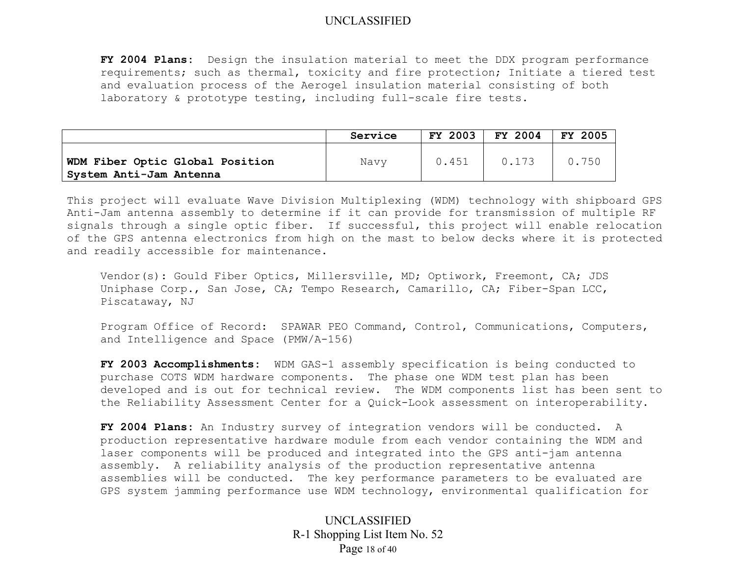**FY 2004 Plans**: Design the insulation material to meet the DDX program performance requirements; such as thermal, toxicity and fire protection; Initiate a tiered test and evaluation process of the Aerogel insulation material consisting of both laboratory & prototype testing, including full-scale fire tests.

| | Service | FY 2003 | FY 2004 | FY 2005 |
|---|---|---|---|---|
| **WDM Fiber Optic Global Position System Anti-Jam Antenna** | Navy | 0.451 | 0.173 | 0.750 |

This project will evaluate Wave Division Multiplexing (WDM) technology with shipboard GPS Anti-Jam antenna assembly to determine if it can provide for transmission of multiple RF signals through a single optic fiber. If successful, this project will enable relocation of the GPS antenna electronics from high on the mast to below decks where it is protected and readily accessible for maintenance.

Vendor(s): Gould Fiber Optics, Millersville, MD; Optiwork, Freemont, CA; JDS Uniphase Corp., San Jose, CA; Tempo Research, Camarillo, CA; Fiber-Span LCC, Piscataway, NJ

Program Office of Record: SPAWAR PEO Command, Control, Communications, Computers, and Intelligence and Space (PMW/A-156)

**FY 2003 Accomplishments**: WDM GAS-1 assembly specification is being conducted to purchase COTS WDM hardware components. The phase one WDM test plan has been developed and is out for technical review. The WDM components list has been sent to the Reliability Assessment Center for a Quick-Look assessment on interoperability.

**FY 2004 Plans**: An Industry survey of integration vendors will be conducted. A production representative hardware module from each vendor containing the WDM and laser components will be produced and integrated into the GPS anti-jam antenna assembly. A reliability analysis of the production representative antenna assemblies will be conducted. The key performance parameters to be evaluated are GPS system jamming performance use WDM technology, environmental qualification for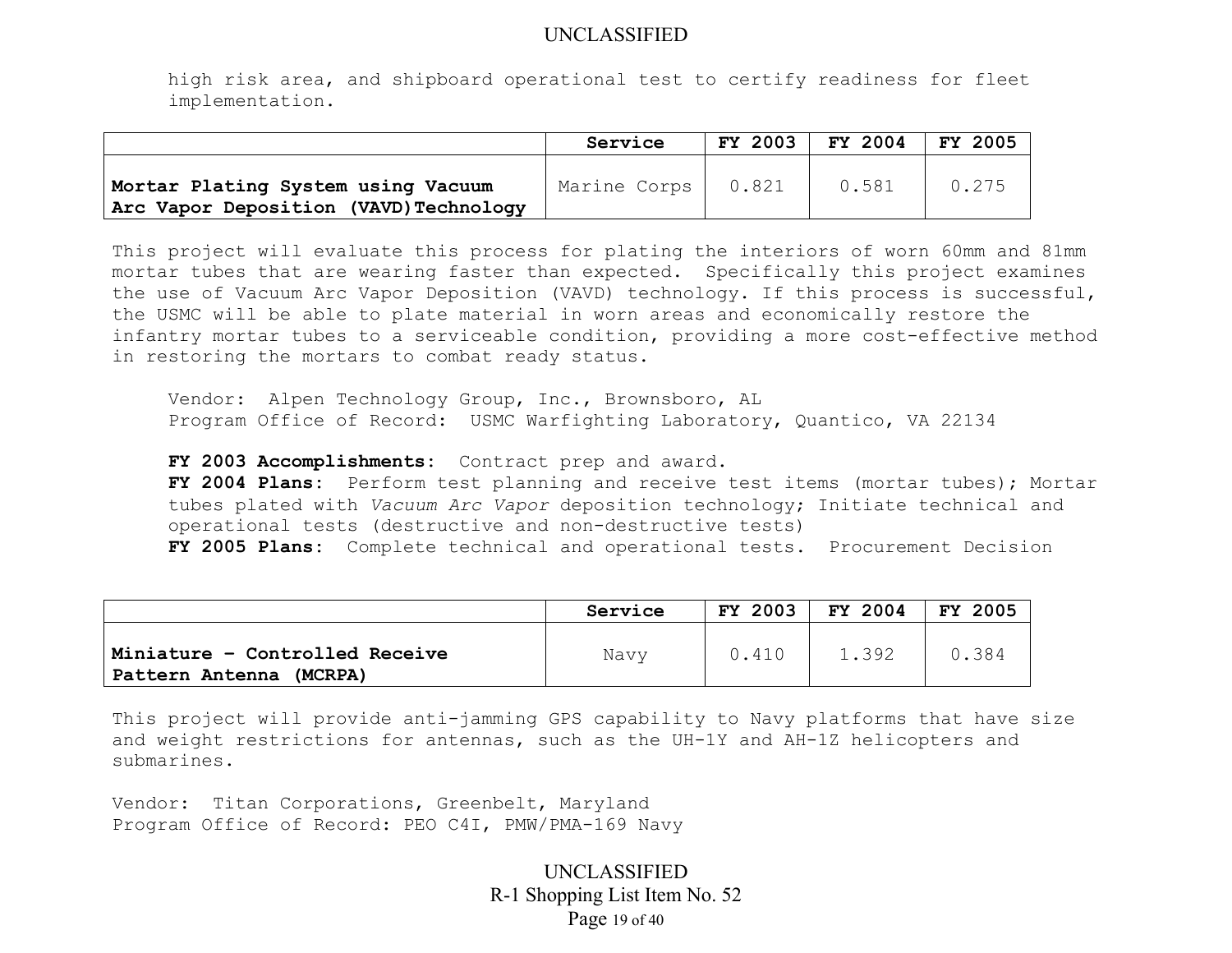high risk area, and shipboard operational test to certify readiness for fleet implementation.

| | Service | FY 2003 | FY 2004 | FY 2005 |
|---|---|---|---|---|
| **Mortar Plating System using Vacuum Arc Vapor Deposition (VAVD)Technology** | Marine Corps | 0.821 | 0.581 | 0.275 |

This project will evaluate this process for plating the interiors of worn 60mm and 81mm mortar tubes that are wearing faster than expected. Specifically this project examines the use of Vacuum Arc Vapor Deposition (VAVD) technology. If this process is successful, the USMC will be able to plate material in worn areas and economically restore the infantry mortar tubes to a serviceable condition, providing a more cost-effective method in restoring the mortars to combat ready status.

Vendor: Alpen Technology Group, Inc., Brownsboro, AL
Program Office of Record: USMC Warfighting Laboratory, Quantico, VA 22134

**FY 2003 Accomplishments:** Contract prep and award.
**FY 2004 Plans:** Perform test planning and receive test items (mortar tubes); Mortar tubes plated with *Vacuum Arc Vapor* deposition technology; Initiate technical and operational tests (destructive and non-destructive tests)
**FY 2005 Plans:** Complete technical and operational tests. Procurement Decision

| | Service | FY 2003 | FY 2004 | FY 2005 |
|---|---|---|---|---|
| **Miniature – Controlled Receive Pattern Antenna (MCRPA)** | Navy | 0.410 | 1.392 | 0.384 |

This project will provide anti-jamming GPS capability to Navy platforms that have size and weight restrictions for antennas, such as the UH-1Y and AH-1Z helicopters and submarines.

Vendor: Titan Corporations, Greenbelt, Maryland
Program Office of Record: PEO C4I, PMW/PMA-169 Navy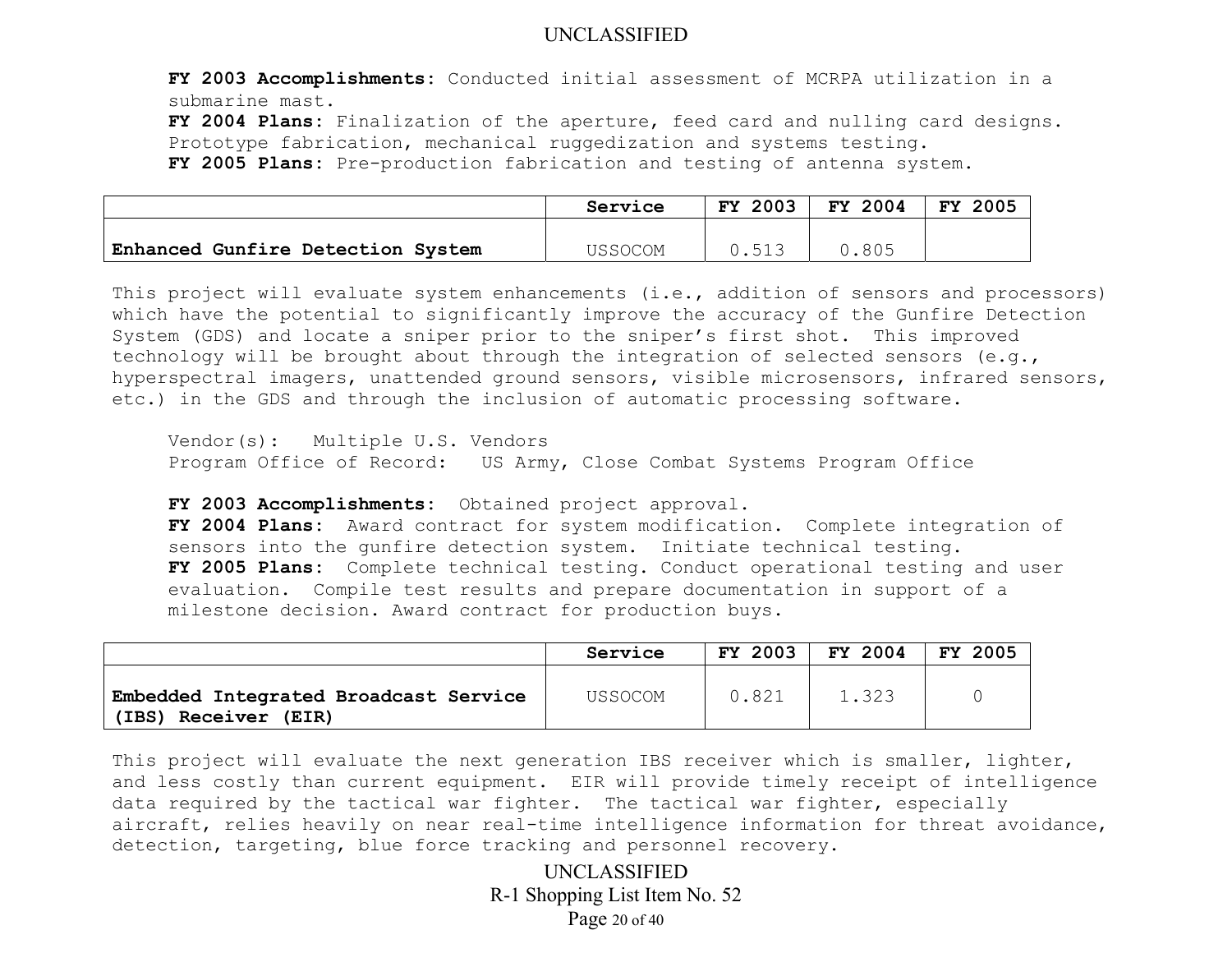**FY 2003 Accomplishments:** Conducted initial assessment of MCRPA utilization in a submarine mast.
**FY 2004 Plans:** Finalization of the aperture, feed card and nulling card designs. Prototype fabrication, mechanical ruggedization and systems testing.
**FY 2005 Plans:** Pre-production fabrication and testing of antenna system.

| | Service | FY 2003 | FY 2004 | FY 2005 |
|---|---|---|---|---|
| **Enhanced Gunfire Detection System** | USSOCOM | 0.513 | 0.805 | |

This project will evaluate system enhancements (i.e., addition of sensors and processors) which have the potential to significantly improve the accuracy of the Gunfire Detection System (GDS) and locate a sniper prior to the sniper's first shot. This improved technology will be brought about through the integration of selected sensors (e.g., hyperspectral imagers, unattended ground sensors, visible microsensors, infrared sensors, etc.) in the GDS and through the inclusion of automatic processing software.

Vendor(s): Multiple U.S. Vendors
Program Office of Record: US Army, Close Combat Systems Program Office

**FY 2003 Accomplishments:** Obtained project approval.
**FY 2004 Plans:** Award contract for system modification. Complete integration of sensors into the gunfire detection system. Initiate technical testing.
**FY 2005 Plans:** Complete technical testing. Conduct operational testing and user evaluation. Compile test results and prepare documentation in support of a milestone decision. Award contract for production buys.

| | Service | FY 2003 | FY 2004 | FY 2005 |
|---|---|---|---|---|
| **Embedded Integrated Broadcast Service (IBS) Receiver (EIR)** | USSOCOM | 0.821 | 1.323 | 0 |

This project will evaluate the next generation IBS receiver which is smaller, lighter, and less costly than current equipment. EIR will provide timely receipt of intelligence data required by the tactical war fighter. The tactical war fighter, especially aircraft, relies heavily on near real-time intelligence information for threat avoidance, detection, targeting, blue force tracking and personnel recovery.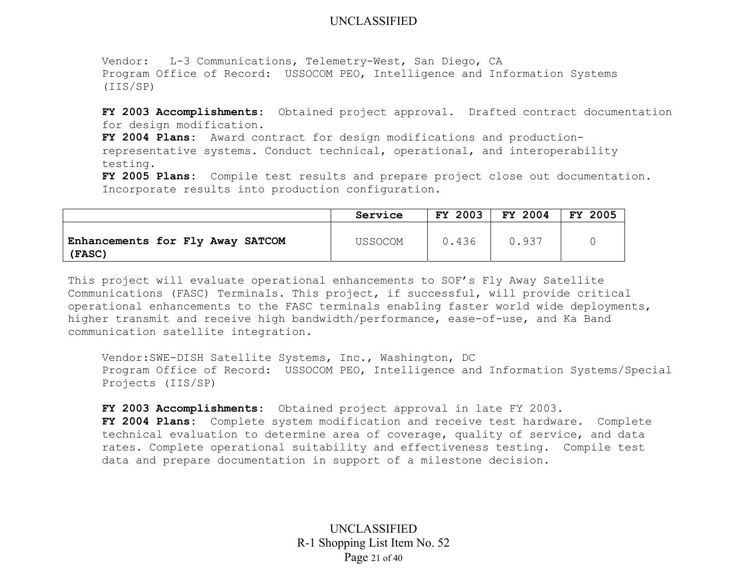Vendor: L-3 Communications, Telemetry-West, San Diego, CA
Program Office of Record: USSOCOM PEO, Intelligence and Information Systems (IIS/SP)

**FY 2003 Accomplishments:** Obtained project approval. Drafted contract documentation for design modification.
**FY 2004 Plans:** Award contract for design modifications and production-representative systems. Conduct technical, operational, and interoperability testing.
**FY 2005 Plans:** Compile test results and prepare project close out documentation. Incorporate results into production configuration.

| | Service | FY 2003 | FY 2004 | FY 2005 |
|---|---|---|---|---|
| **Enhancements for Fly Away SATCOM (FASC)** | USSOCOM | 0.436 | 0.937 | 0 |

This project will evaluate operational enhancements to SOF's Fly Away Satellite Communications (FASC) Terminals. This project, if successful, will provide critical operational enhancements to the FASC terminals enabling faster world wide deployments, higher transmit and receive high bandwidth/performance, ease-of-use, and Ka Band communication satellite integration.

Vendor:SWE-DISH Satellite Systems, Inc., Washington, DC
Program Office of Record: USSOCOM PEO, Intelligence and Information Systems/Special Projects (IIS/SP)

**FY 2003 Accomplishments:** Obtained project approval in late FY 2003.
**FY 2004 Plans:** Complete system modification and receive test hardware. Complete technical evaluation to determine area of coverage, quality of service, and data rates. Complete operational suitability and effectiveness testing. Compile test data and prepare documentation in support of a milestone decision.

R-1 Shopping List Item No. 52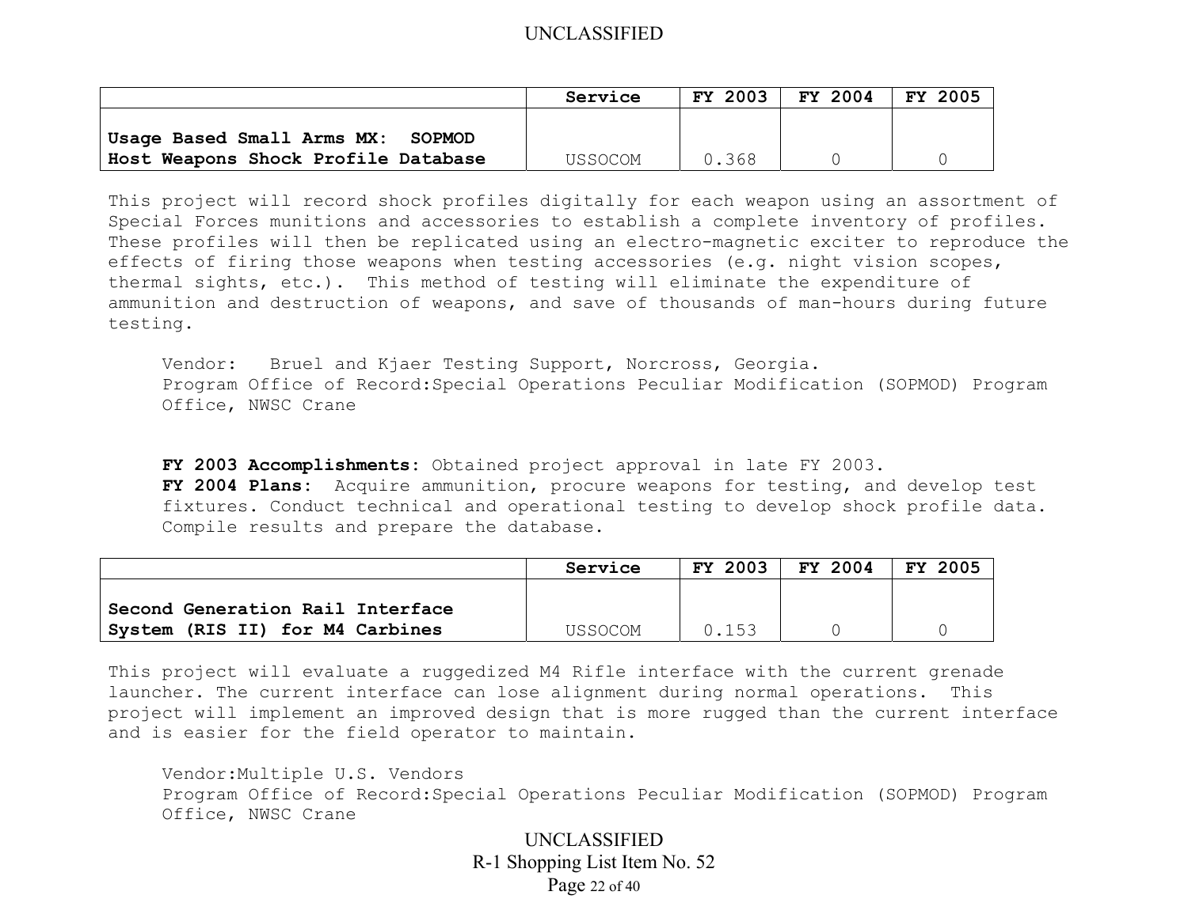| | Service | FY 2003 | FY 2004 | FY 2005 |
|---|---|---|---|---|
| **Usage Based Small Arms MX: SOPMOD Host Weapons Shock Profile Database** | USSOCOM | 0.368 | 0 | 0 |

This project will record shock profiles digitally for each weapon using an assortment of Special Forces munitions and accessories to establish a complete inventory of profiles. These profiles will then be replicated using an electro-magnetic exciter to reproduce the effects of firing those weapons when testing accessories (e.g. night vision scopes, thermal sights, etc.). This method of testing will eliminate the expenditure of ammunition and destruction of weapons, and save of thousands of man-hours during future testing.

Vendor: Bruel and Kjaer Testing Support, Norcross, Georgia.
Program Office of Record:Special Operations Peculiar Modification (SOPMOD) Program Office, NWSC Crane

**FY 2003 Accomplishments:** Obtained project approval in late FY 2003.
**FY 2004 Plans:** Acquire ammunition, procure weapons for testing, and develop test fixtures. Conduct technical and operational testing to develop shock profile data. Compile results and prepare the database.

| | Service | FY 2003 | FY 2004 | FY 2005 |
|---|---|---|---|---|
| **Second Generation Rail Interface System (RIS II) for M4 Carbines** | USSOCOM | 0.153 | 0 | 0 |

This project will evaluate a ruggedized M4 Rifle interface with the current grenade launcher. The current interface can lose alignment during normal operations. This project will implement an improved design that is more rugged than the current interface and is easier for the field operator to maintain.

Vendor:Multiple U.S. Vendors
Program Office of Record:Special Operations Peculiar Modification (SOPMOD) Program Office, NWSC Crane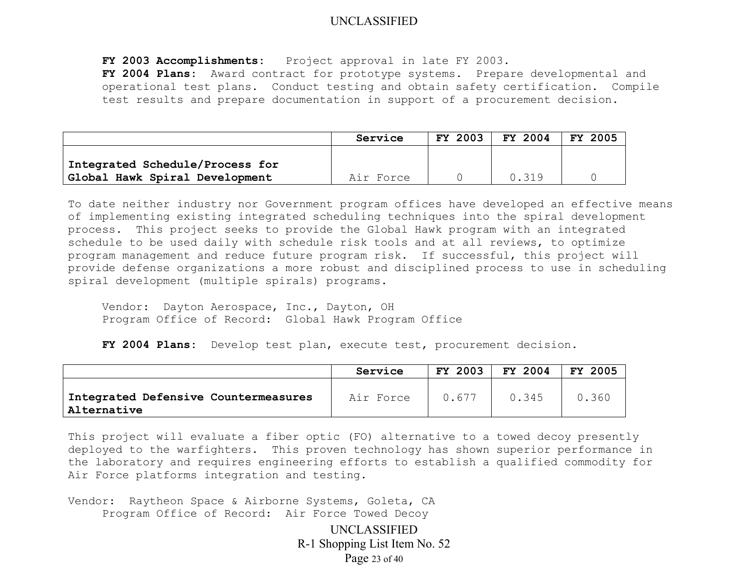**FY 2003 Accomplishments:** Project approval in late FY 2003.
**FY 2004 Plans:** Award contract for prototype systems. Prepare developmental and operational test plans. Conduct testing and obtain safety certification. Compile test results and prepare documentation in support of a procurement decision.

| | Service | FY 2003 | FY 2004 | FY 2005 |
|---|---|---|---|---|
| **Integrated Schedule/Process for Global Hawk Spiral Development** | Air Force | 0 | 0.319 | 0 |

To date neither industry nor Government program offices have developed an effective means of implementing existing integrated scheduling techniques into the spiral development process. This project seeks to provide the Global Hawk program with an integrated schedule to be used daily with schedule risk tools and at all reviews, to optimize program management and reduce future program risk. If successful, this project will provide defense organizations a more robust and disciplined process to use in scheduling spiral development (multiple spirals) programs.

Vendor: Dayton Aerospace, Inc., Dayton, OH
Program Office of Record: Global Hawk Program Office

**FY 2004 Plans:** Develop test plan, execute test, procurement decision.

| | Service | FY 2003 | FY 2004 | FY 2005 |
|---|---|---|---|---|
| **Integrated Defensive Countermeasures Alternative** | Air Force | 0.677 | 0.345 | 0.360 |

This project will evaluate a fiber optic (FO) alternative to a towed decoy presently deployed to the warfighters. This proven technology has shown superior performance in the laboratory and requires engineering efforts to establish a qualified commodity for Air Force platforms integration and testing.

Vendor: Raytheon Space & Airborne Systems, Goleta, CA
Program Office of Record: Air Force Towed Decoy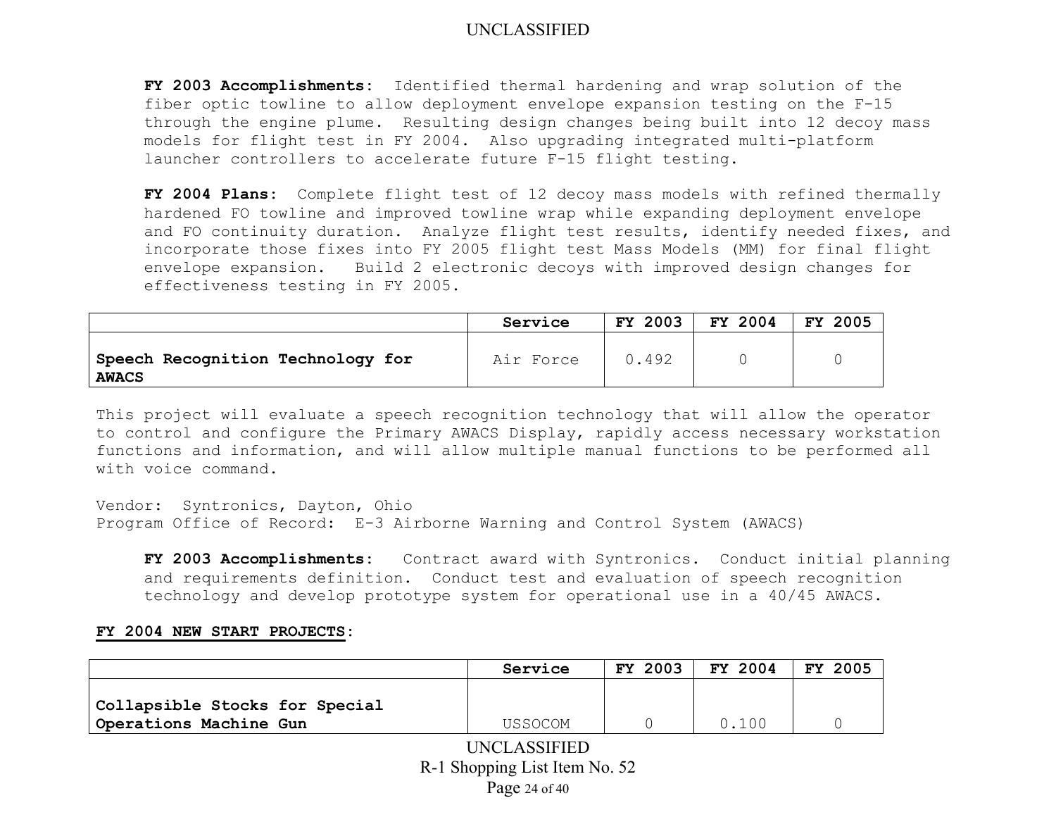**FY 2003 Accomplishments:** Identified thermal hardening and wrap solution of the fiber optic towline to allow deployment envelope expansion testing on the F-15 through the engine plume. Resulting design changes being built into 12 decoy mass models for flight test in FY 2004. Also upgrading integrated multi-platform launcher controllers to accelerate future F-15 flight testing.

**FY 2004 Plans:** Complete flight test of 12 decoy mass models with refined thermally hardened FO towline and improved towline wrap while expanding deployment envelope and FO continuity duration. Analyze flight test results, identify needed fixes, and incorporate those fixes into FY 2005 flight test Mass Models (MM) for final flight envelope expansion. Build 2 electronic decoys with improved design changes for effectiveness testing in FY 2005.

| | Service | FY 2003 | FY 2004 | FY 2005 |
|---|---|---|---|---|
| **Speech Recognition Technology for AWACS** | Air Force | 0.492 | 0 | 0 |

This project will evaluate a speech recognition technology that will allow the operator to control and configure the Primary AWACS Display, rapidly access necessary workstation functions and information, and will allow multiple manual functions to be performed all with voice command.

Vendor: Syntronics, Dayton, Ohio
Program Office of Record: E-3 Airborne Warning and Control System (AWACS)

**FY 2003 Accomplishments:** Contract award with Syntronics. Conduct initial planning and requirements definition. Conduct test and evaluation of speech recognition technology and develop prototype system for operational use in a 40/45 AWACS.

**FY 2004 NEW START PROJECTS:**

| | Service | FY 2003 | FY 2004 | FY 2005 |
|---|---|---|---|---|
| **Collapsible Stocks for Special Operations Machine Gun** | USSOCOM | 0 | 0.100 | 0 |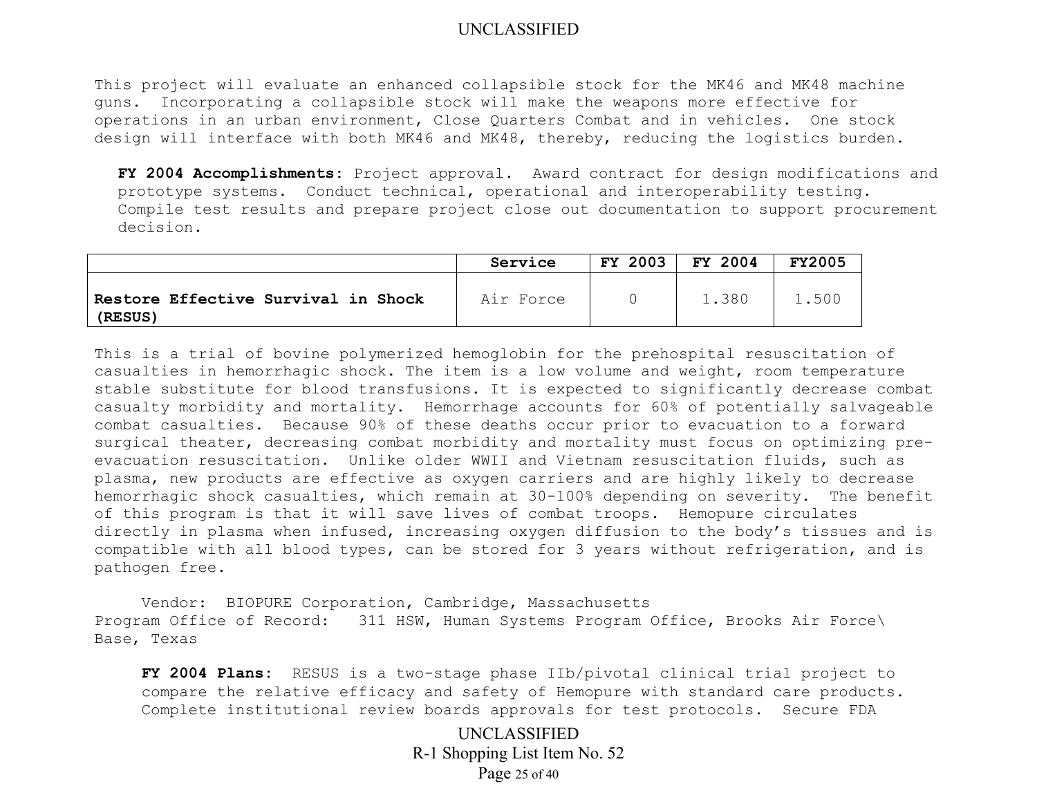This project will evaluate an enhanced collapsible stock for the MK46 and MK48 machine guns. Incorporating a collapsible stock will make the weapons more effective for operations in an urban environment, Close Quarters Combat and in vehicles. One stock design will interface with both MK46 and MK48, thereby, reducing the logistics burden.

**FY 2004 Accomplishments:** Project approval. Award contract for design modifications and prototype systems. Conduct technical, operational and interoperability testing. Compile test results and prepare project close out documentation to support procurement decision.

| | Service | FY 2003 | FY 2004 | FY2005 |
|---|---|---|---|---|
| **Restore Effective Survival in Shock (RESUS)** | Air Force | 0 | 1.380 | 1.500 |

This is a trial of bovine polymerized hemoglobin for the prehospital resuscitation of casualties in hemorrhagic shock. The item is a low volume and weight, room temperature stable substitute for blood transfusions. It is expected to significantly decrease combat casualty morbidity and mortality. Hemorrhage accounts for 60% of potentially salvageable combat casualties. Because 90% of these deaths occur prior to evacuation to a forward surgical theater, decreasing combat morbidity and mortality must focus on optimizing pre-evacuation resuscitation. Unlike older WWII and Vietnam resuscitation fluids, such as plasma, new products are effective as oxygen carriers and are highly likely to decrease hemorrhagic shock casualties, which remain at 30-100% depending on severity. The benefit of this program is that it will save lives of combat troops. Hemopure circulates directly in plasma when infused, increasing oxygen diffusion to the body's tissues and is compatible with all blood types, can be stored for 3 years without refrigeration, and is pathogen free.

Vendor: BIOPURE Corporation, Cambridge, Massachusetts
Program Office of Record: 311 HSW, Human Systems Program Office, Brooks Air Force\ Base, Texas

**FY 2004 Plans:** RESUS is a two-stage phase IIb/pivotal clinical trial project to compare the relative efficacy and safety of Hemopure with standard care products. Complete institutional review boards approvals for test protocols. Secure FDA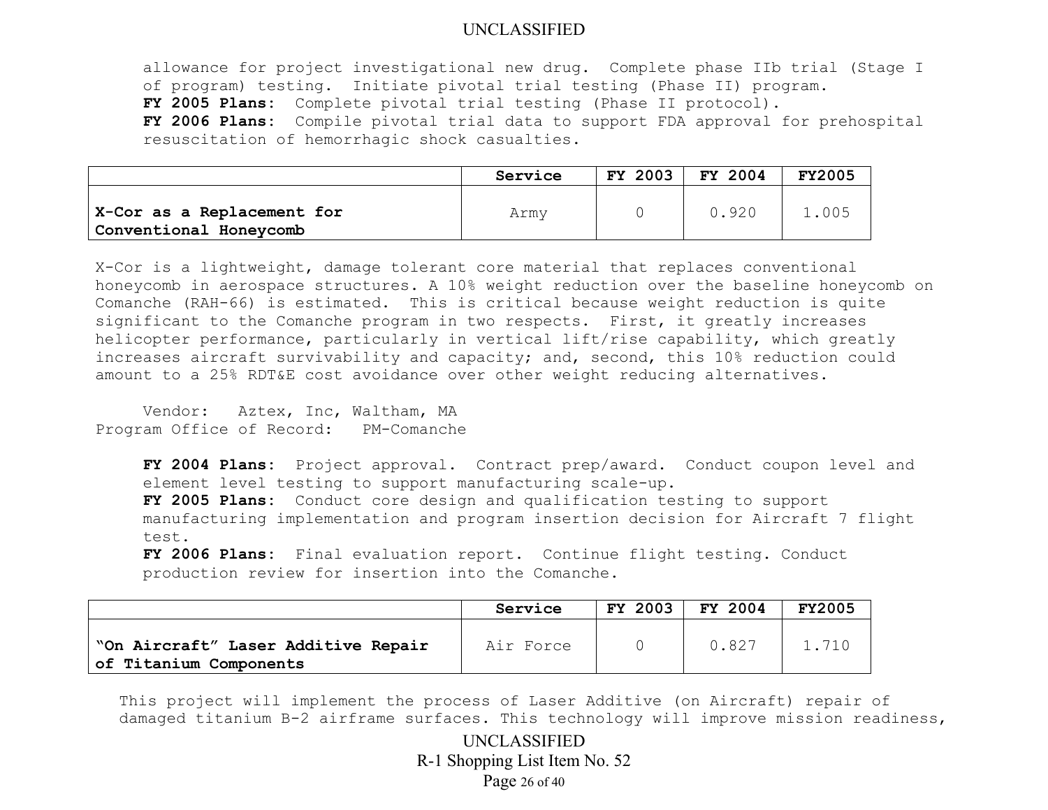allowance for project investigational new drug. Complete phase IIb trial (Stage I of program) testing. Initiate pivotal trial testing (Phase II) program.

**FY 2005 Plans**: Complete pivotal trial testing (Phase II protocol).

**FY 2006 Plans**: Compile pivotal trial data to support FDA approval for prehospital resuscitation of hemorrhagic shock casualties.

| | Service | FY 2003 | FY 2004 | FY2005 |
|---|---|---|---|---|
| **X-Cor as a Replacement for Conventional Honeycomb** | Army | 0 | 0.920 | 1.005 |

X-Cor is a lightweight, damage tolerant core material that replaces conventional honeycomb in aerospace structures. A 10% weight reduction over the baseline honeycomb on Comanche (RAH-66) is estimated. This is critical because weight reduction is quite significant to the Comanche program in two respects. First, it greatly increases helicopter performance, particularly in vertical lift/rise capability, which greatly increases aircraft survivability and capacity; and, second, this 10% reduction could amount to a 25% RDT&E cost avoidance over other weight reducing alternatives.

Vendor: Aztex, Inc, Waltham, MA
Program Office of Record: PM-Comanche

**FY 2004 Plans**: Project approval. Contract prep/award. Conduct coupon level and element level testing to support manufacturing scale-up.

**FY 2005 Plans**: Conduct core design and qualification testing to support manufacturing implementation and program insertion decision for Aircraft 7 flight test.

**FY 2006 Plans**: Final evaluation report. Continue flight testing. Conduct production review for insertion into the Comanche.

| | Service | FY 2003 | FY 2004 | FY2005 |
|---|---|---|---|---|
| **“On Aircraft” Laser Additive Repair of Titanium Components** | Air Force | 0 | 0.827 | 1.710 |

This project will implement the process of Laser Additive (on Aircraft) repair of damaged titanium B-2 airframe surfaces. This technology will improve mission readiness,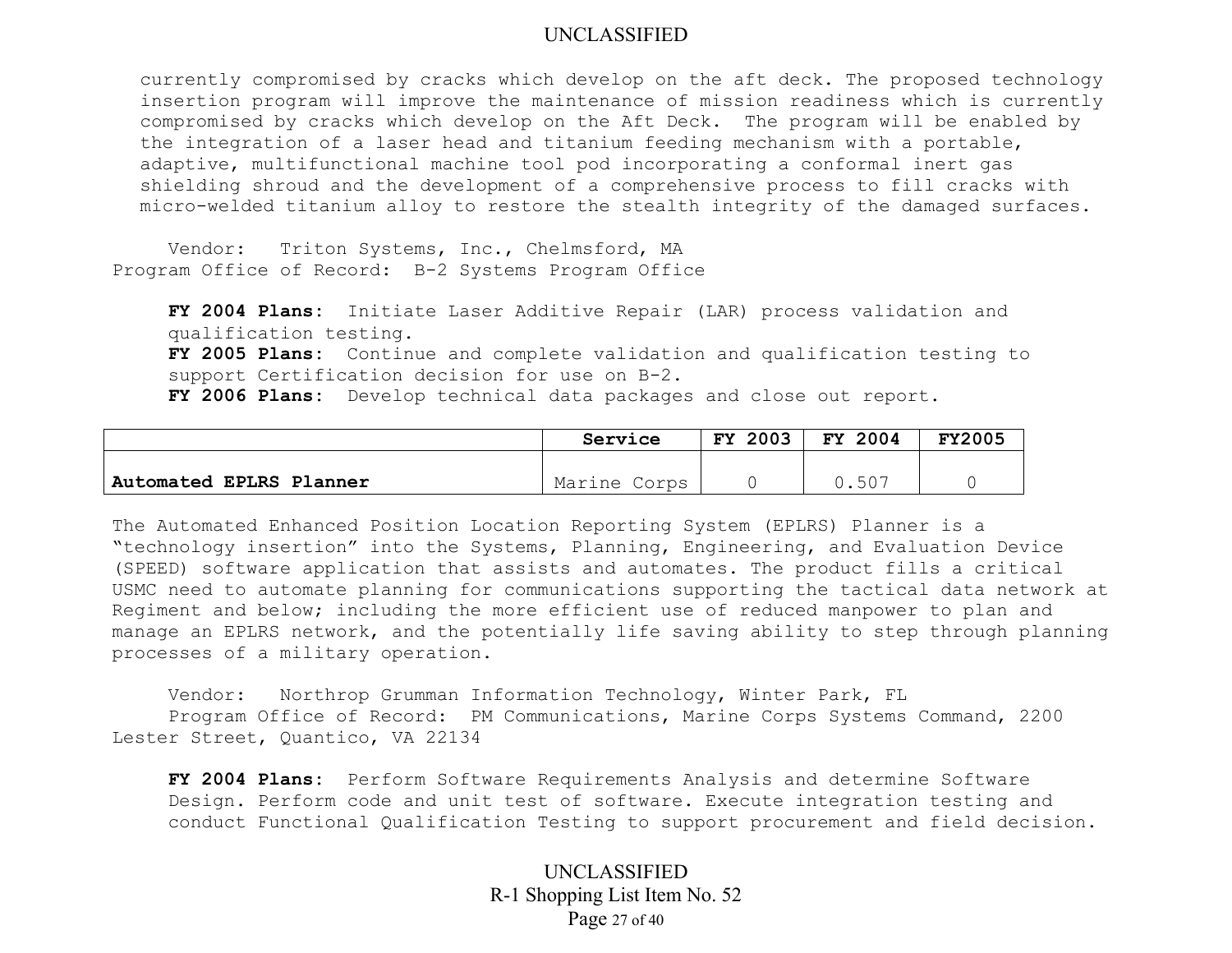currently compromised by cracks which develop on the aft deck. The proposed technology insertion program will improve the maintenance of mission readiness which is currently compromised by cracks which develop on the Aft Deck. The program will be enabled by the integration of a laser head and titanium feeding mechanism with a portable, adaptive, multifunctional machine tool pod incorporating a conformal inert gas shielding shroud and the development of a comprehensive process to fill cracks with micro-welded titanium alloy to restore the stealth integrity of the damaged surfaces.

Vendor: Triton Systems, Inc., Chelmsford, MA
Program Office of Record: B-2 Systems Program Office

**FY 2004 Plans:** Initiate Laser Additive Repair (LAR) process validation and qualification testing.
**FY 2005 Plans:** Continue and complete validation and qualification testing to support Certification decision for use on B-2.
**FY 2006 Plans:** Develop technical data packages and close out report.

| | Service | FY 2003 | FY 2004 | FY2005 |
|---|---|---|---|---|
| **Automated EPLRS Planner** | Marine Corps | 0 | 0.507 | 0 |

The Automated Enhanced Position Location Reporting System (EPLRS) Planner is a "technology insertion" into the Systems, Planning, Engineering, and Evaluation Device (SPEED) software application that assists and automates. The product fills a critical USMC need to automate planning for communications supporting the tactical data network at Regiment and below; including the more efficient use of reduced manpower to plan and manage an EPLRS network, and the potentially life saving ability to step through planning processes of a military operation.

Vendor: Northrop Grumman Information Technology, Winter Park, FL
Program Office of Record: PM Communications, Marine Corps Systems Command, 2200 Lester Street, Quantico, VA 22134

**FY 2004 Plans:** Perform Software Requirements Analysis and determine Software Design. Perform code and unit test of software. Execute integration testing and conduct Functional Qualification Testing to support procurement and field decision.

R-1 Shopping List Item No. 52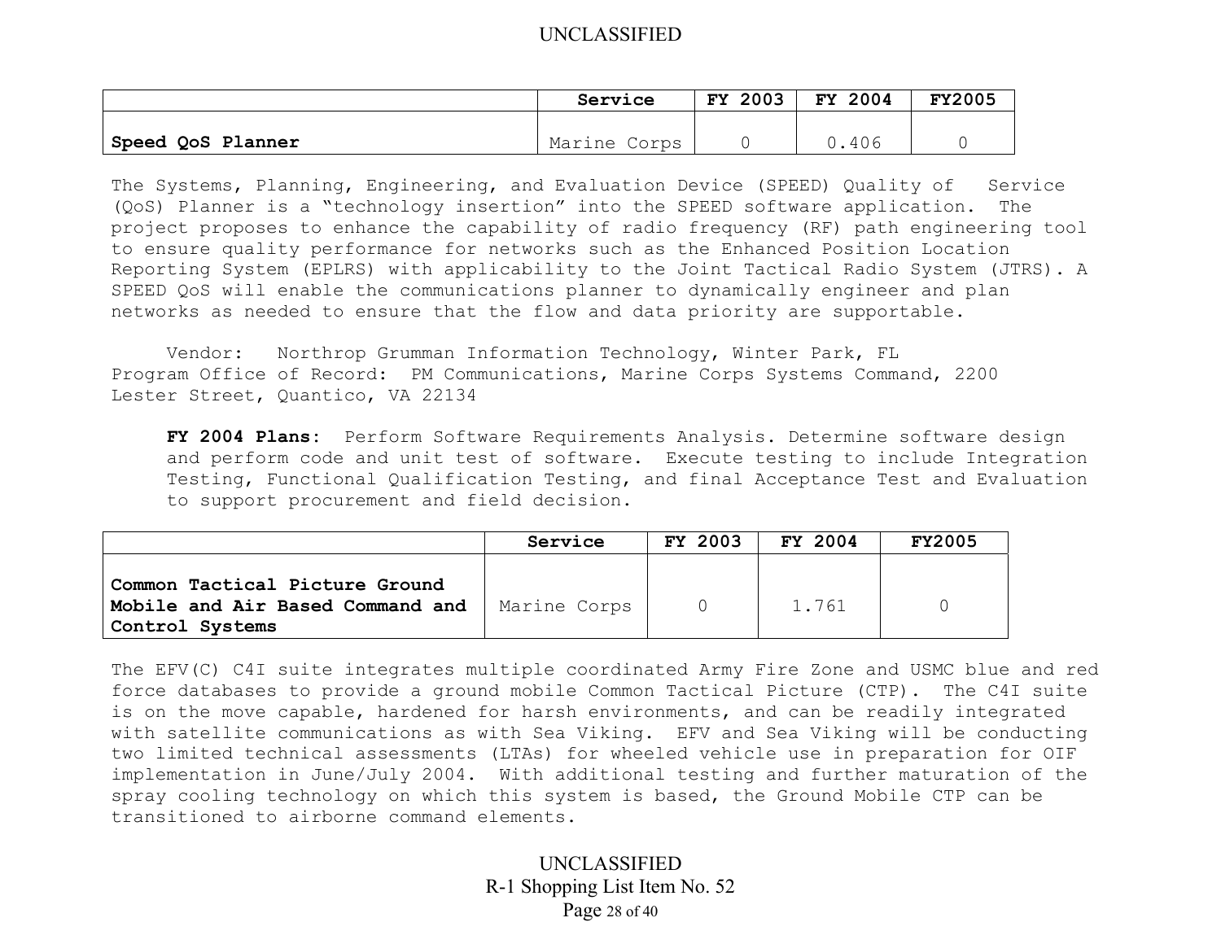| | Service | FY 2003 | FY 2004 | FY2005 |
|---|---|---|---|---|
| **Speed QoS Planner** | Marine Corps | 0 | 0.406 | 0 |

The Systems, Planning, Engineering, and Evaluation Device (SPEED) Quality of Service (QoS) Planner is a "technology insertion" into the SPEED software application. The project proposes to enhance the capability of radio frequency (RF) path engineering tool to ensure quality performance for networks such as the Enhanced Position Location Reporting System (EPLRS) with applicability to the Joint Tactical Radio System (JTRS). A SPEED QoS will enable the communications planner to dynamically engineer and plan networks as needed to ensure that the flow and data priority are supportable.

Vendor: Northrop Grumman Information Technology, Winter Park, FL
Program Office of Record: PM Communications, Marine Corps Systems Command, 2200 Lester Street, Quantico, VA 22134

**FY 2004 Plans:** Perform Software Requirements Analysis. Determine software design and perform code and unit test of software. Execute testing to include Integration Testing, Functional Qualification Testing, and final Acceptance Test and Evaluation to support procurement and field decision.

| | Service | FY 2003 | FY 2004 | FY2005 |
|---|---|---|---|---|
| **Common Tactical Picture Ground Mobile and Air Based Command and Control Systems** | Marine Corps | 0 | 1.761 | 0 |

The EFV(C) C4I suite integrates multiple coordinated Army Fire Zone and USMC blue and red force databases to provide a ground mobile Common Tactical Picture (CTP). The C4I suite is on the move capable, hardened for harsh environments, and can be readily integrated with satellite communications as with Sea Viking. EFV and Sea Viking will be conducting two limited technical assessments (LTAs) for wheeled vehicle use in preparation for OIF implementation in June/July 2004. With additional testing and further maturation of the spray cooling technology on which this system is based, the Ground Mobile CTP can be transitioned to airborne command elements.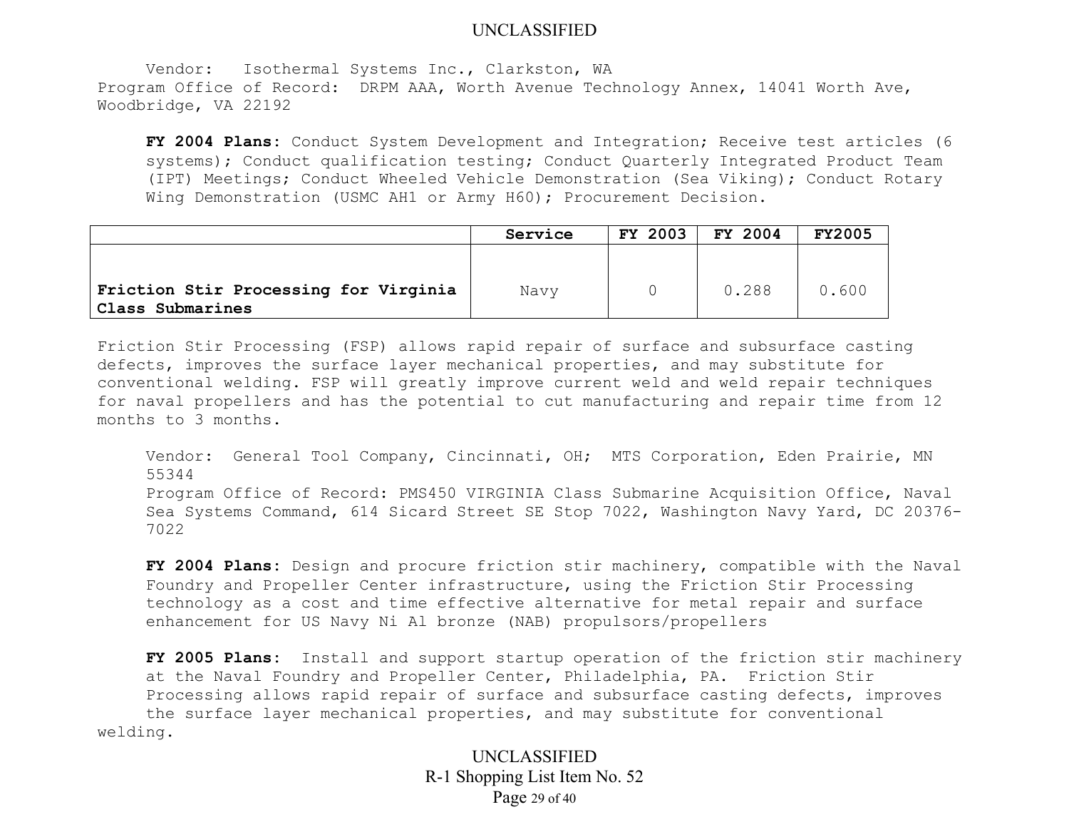Vendor: Isothermal Systems Inc., Clarkston, WA
Program Office of Record: DRPM AAA, Worth Avenue Technology Annex, 14041 Worth Ave, Woodbridge, VA 22192

**FY 2004 Plans**: Conduct System Development and Integration; Receive test articles (6 systems); Conduct qualification testing; Conduct Quarterly Integrated Product Team (IPT) Meetings; Conduct Wheeled Vehicle Demonstration (Sea Viking); Conduct Rotary Wing Demonstration (USMC AH1 or Army H60); Procurement Decision.

| | **Service** | **FY 2003** | **FY 2004** | **FY2005** |
|---|---|---|---|---|
| **Friction Stir Processing for Virginia Class Submarines** | Navy | 0 | 0.288 | 0.600 |

Friction Stir Processing (FSP) allows rapid repair of surface and subsurface casting defects, improves the surface layer mechanical properties, and may substitute for conventional welding. FSP will greatly improve current weld and weld repair techniques for naval propellers and has the potential to cut manufacturing and repair time from 12 months to 3 months.

Vendor: General Tool Company, Cincinnati, OH; MTS Corporation, Eden Prairie, MN 55344
Program Office of Record: PMS450 VIRGINIA Class Submarine Acquisition Office, Naval Sea Systems Command, 614 Sicard Street SE Stop 7022, Washington Navy Yard, DC 20376-7022

**FY 2004 Plans**: Design and procure friction stir machinery, compatible with the Naval Foundry and Propeller Center infrastructure, using the Friction Stir Processing technology as a cost and time effective alternative for metal repair and surface enhancement for US Navy Ni Al bronze (NAB) propulsors/propellers

**FY 2005 Plans**: Install and support startup operation of the friction stir machinery at the Naval Foundry and Propeller Center, Philadelphia, PA. Friction Stir Processing allows rapid repair of surface and subsurface casting defects, improves the surface layer mechanical properties, and may substitute for conventional welding.

R-1 Shopping List Item No. 52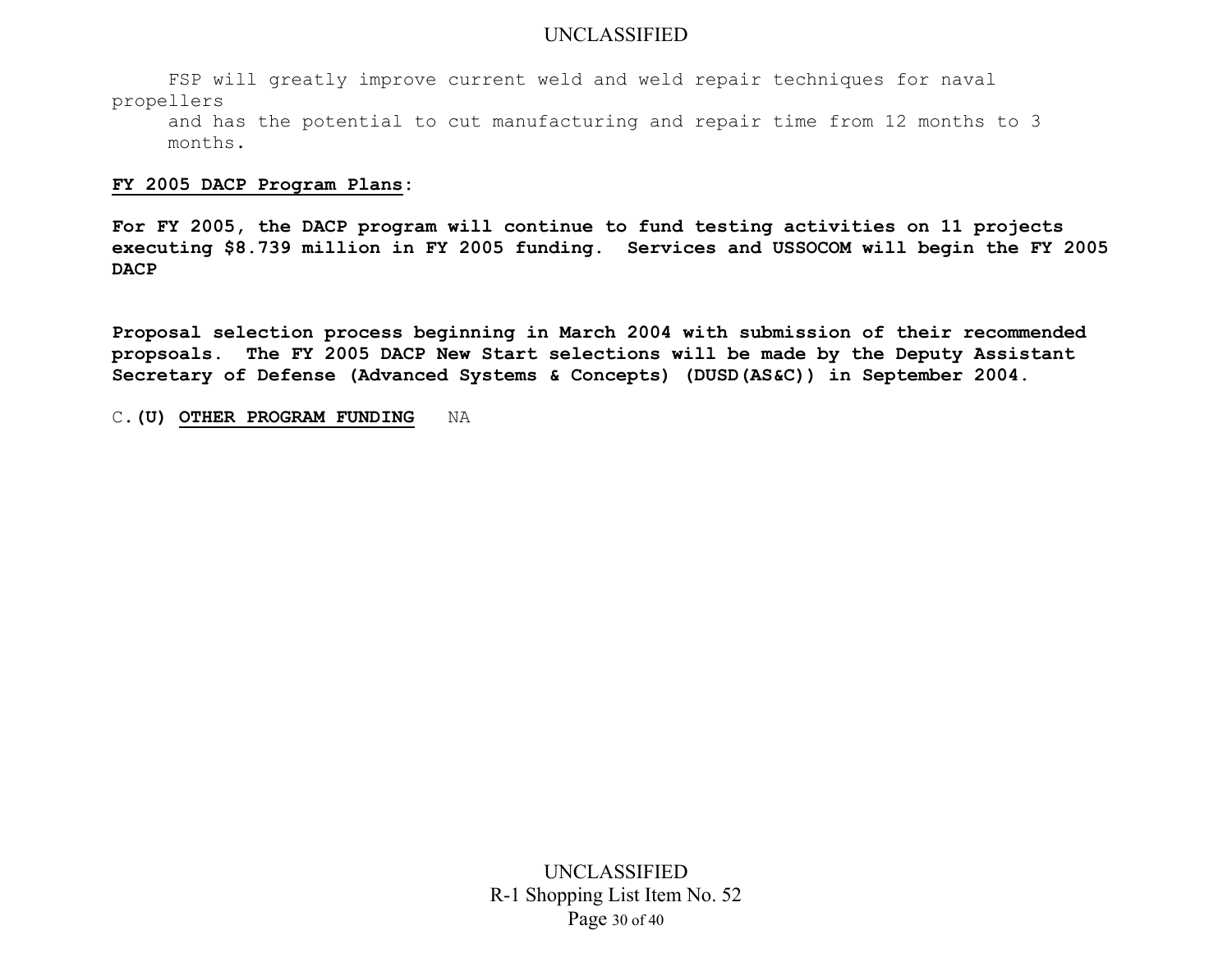FSP will greatly improve current weld and weld repair techniques for naval propellers and has the potential to cut manufacturing and repair time from 12 months to 3 months.

**FY 2005 DACP Program Plans:**

**For FY 2005, the DACP program will continue to fund testing activities on 11 projects executing $8.739 million in FY 2005 funding. Services and USSOCOM will begin the FY 2005 DACP**

**Proposal selection process beginning in March 2004 with submission of their recommended propsoals. The FY 2005 DACP New Start selections will be made by the Deputy Assistant Secretary of Defense (Advanced Systems & Concepts) (DUSD(AS&C)) in September 2004.**

C. **(U) OTHER PROGRAM FUNDING** NA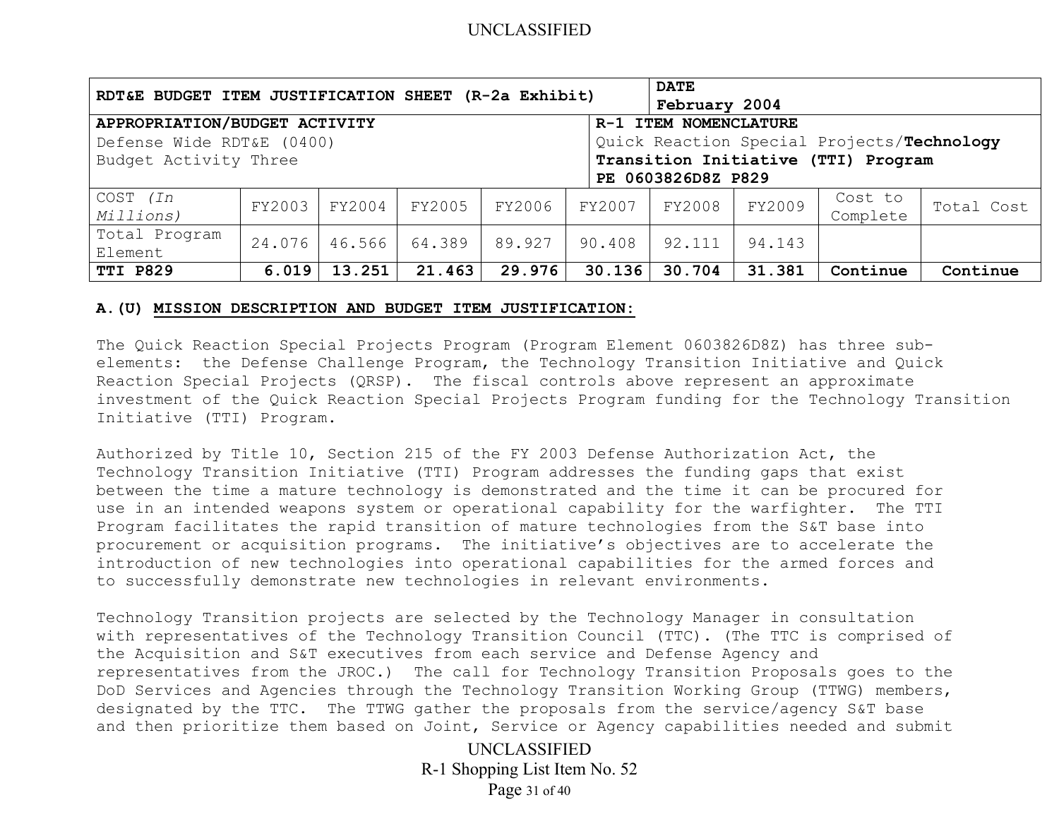| RDT&E BUDGET ITEM JUSTIFICATION SHEET (R-2a Exhibit) | | | | | | DATE February 2004 | | | |
|---|---|---|---|---|---|---|---|---|---|
| **APPROPRIATION/BUDGET ACTIVITY** Defense Wide RDT&E (0400) Budget Activity Three | | | | | **R-1 ITEM NOMENCLATURE** Quick Reaction Special Projects/**Technology Transition Initiative (TTI) Program** **PE 0603826D8Z P829** | | | | |
| COST *(In Millions)* | FY2003 | FY2004 | FY2005 | FY2006 | FY2007 | FY2008 | FY2009 | Cost to Complete | Total Cost |
| Total Program Element | 24.076 | 46.566 | 64.389 | 89.927 | 90.408 | 92.111 | 94.143 | | |
| **TTI P829** | **6.019** | **13.251** | **21.463** | **29.976** | **30.136** | **30.704** | **31.381** | **Continue** | **Continue** |

**A.(U) MISSION DESCRIPTION AND BUDGET ITEM JUSTIFICATION:**

The Quick Reaction Special Projects Program (Program Element 0603826D8Z) has three sub-elements: the Defense Challenge Program, the Technology Transition Initiative and Quick Reaction Special Projects (QRSP). The fiscal controls above represent an approximate investment of the Quick Reaction Special Projects Program funding for the Technology Transition Initiative (TTI) Program.

Authorized by Title 10, Section 215 of the FY 2003 Defense Authorization Act, the Technology Transition Initiative (TTI) Program addresses the funding gaps that exist between the time a mature technology is demonstrated and the time it can be procured for use in an intended weapons system or operational capability for the warfighter. The TTI Program facilitates the rapid transition of mature technologies from the S&T base into procurement or acquisition programs. The initiative's objectives are to accelerate the introduction of new technologies into operational capabilities for the armed forces and to successfully demonstrate new technologies in relevant environments.

Technology Transition projects are selected by the Technology Manager in consultation with representatives of the Technology Transition Council (TTC). (The TTC is comprised of the Acquisition and S&T executives from each service and Defense Agency and representatives from the JROC.) The call for Technology Transition Proposals goes to the DoD Services and Agencies through the Technology Transition Working Group (TTWG) members, designated by the TTC. The TTWG gather the proposals from the service/agency S&T base and then prioritize them based on Joint, Service or Agency capabilities needed and submit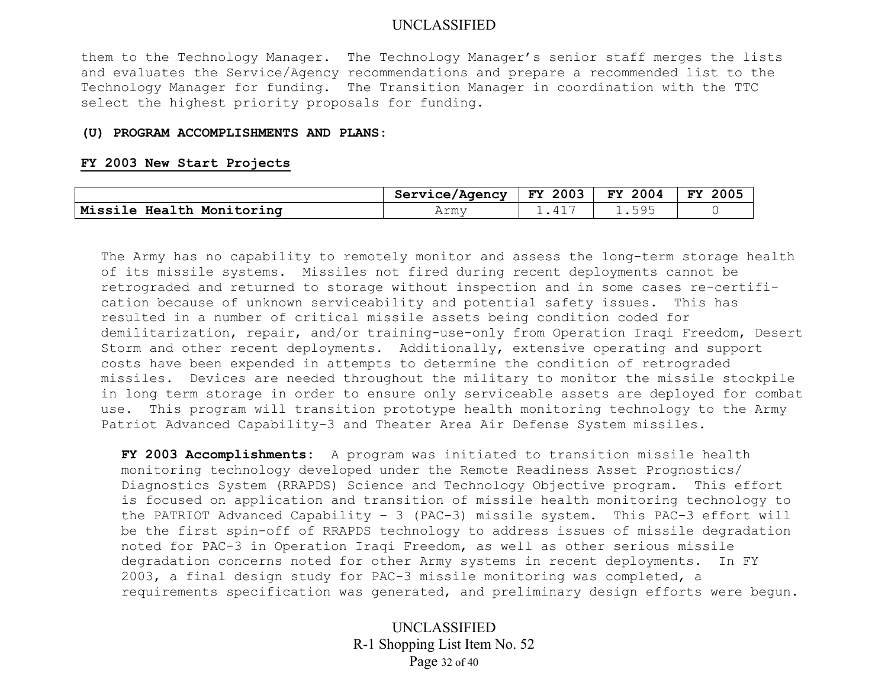them to the Technology Manager. The Technology Manager's senior staff merges the lists and evaluates the Service/Agency recommendations and prepare a recommended list to the Technology Manager for funding. The Transition Manager in coordination with the TTC select the highest priority proposals for funding.

**(U) PROGRAM ACCOMPLISHMENTS AND PLANS:**

**FY 2003 New Start Projects**

| | Service/Agency | FY 2003 | FY 2004 | FY 2005 |
|---|---|---|---|---|
| **Missile Health Monitoring** | Army | 1.417 | 1.595 | 0 |

The Army has no capability to remotely monitor and assess the long-term storage health of its missile systems. Missiles not fired during recent deployments cannot be retrograded and returned to storage without inspection and in some cases re-certification because of unknown serviceability and potential safety issues. This has resulted in a number of critical missile assets being condition coded for demilitarization, repair, and/or training-use-only from Operation Iraqi Freedom, Desert Storm and other recent deployments. Additionally, extensive operating and support costs have been expended in attempts to determine the condition of retrograded missiles. Devices are needed throughout the military to monitor the missile stockpile in long term storage in order to ensure only serviceable assets are deployed for combat use. This program will transition prototype health monitoring technology to the Army Patriot Advanced Capability-3 and Theater Area Air Defense System missiles.

**FY 2003 Accomplishments:** A program was initiated to transition missile health monitoring technology developed under the Remote Readiness Asset Prognostics/ Diagnostics System (RRAPDS) Science and Technology Objective program. This effort is focused on application and transition of missile health monitoring technology to the PATRIOT Advanced Capability – 3 (PAC-3) missile system. This PAC-3 effort will be the first spin-off of RRAPDS technology to address issues of missile degradation noted for PAC-3 in Operation Iraqi Freedom, as well as other serious missile degradation concerns noted for other Army systems in recent deployments. In FY 2003, a final design study for PAC-3 missile monitoring was completed, a requirements specification was generated, and preliminary design efforts were begun.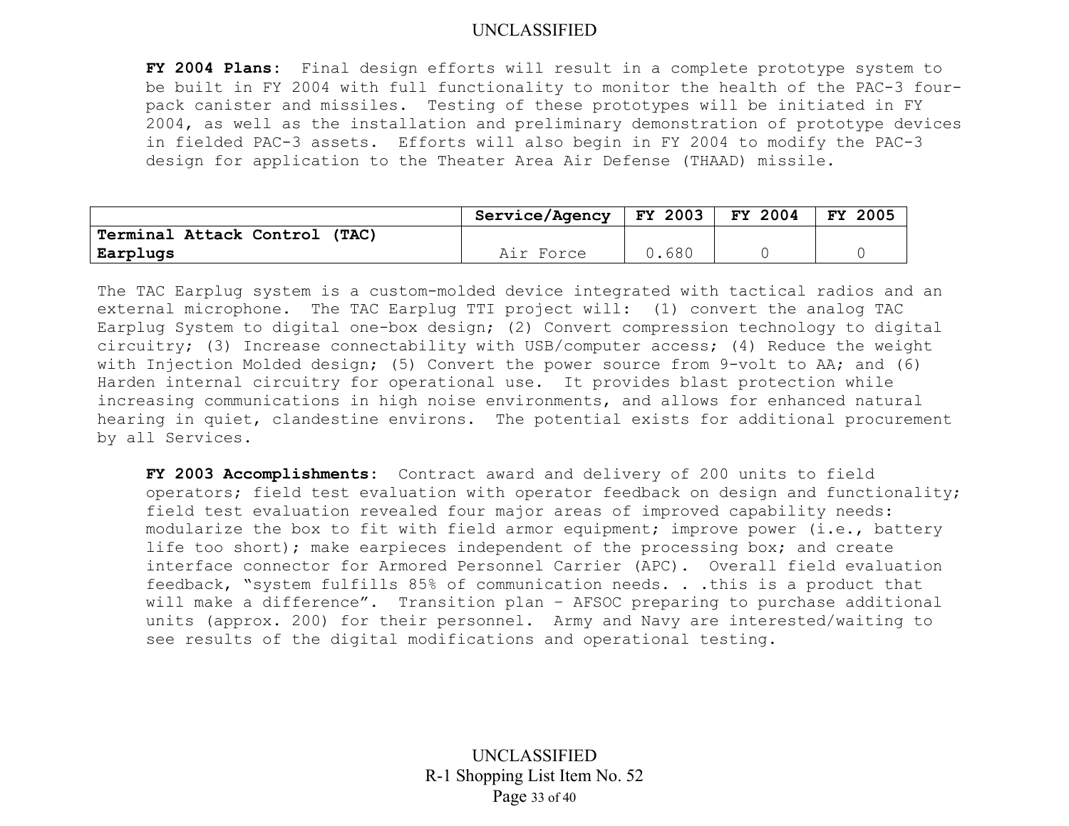**FY 2004 Plans:** Final design efforts will result in a complete prototype system to be built in FY 2004 with full functionality to monitor the health of the PAC-3 four-pack canister and missiles. Testing of these prototypes will be initiated in FY 2004, as well as the installation and preliminary demonstration of prototype devices in fielded PAC-3 assets. Efforts will also begin in FY 2004 to modify the PAC-3 design for application to the Theater Area Air Defense (THAAD) missile.

| | Service/Agency | FY 2003 | FY 2004 | FY 2005 |
|---|---|---|---|---|
| **Terminal Attack Control (TAC) Earplugs** | Air Force | 0.680 | 0 | 0 |

The TAC Earplug system is a custom-molded device integrated with tactical radios and an external microphone. The TAC Earplug TTI project will: (1) convert the analog TAC Earplug System to digital one-box design; (2) Convert compression technology to digital circuitry; (3) Increase connectability with USB/computer access; (4) Reduce the weight with Injection Molded design; (5) Convert the power source from 9-volt to AA; and (6) Harden internal circuitry for operational use. It provides blast protection while increasing communications in high noise environments, and allows for enhanced natural hearing in quiet, clandestine environs. The potential exists for additional procurement by all Services.

**FY 2003 Accomplishments:** Contract award and delivery of 200 units to field operators; field test evaluation with operator feedback on design and functionality; field test evaluation revealed four major areas of improved capability needs: modularize the box to fit with field armor equipment; improve power (i.e., battery life too short); make earpieces independent of the processing box; and create interface connector for Armored Personnel Carrier (APC). Overall field evaluation feedback, "system fulfills 85% of communication needs. . .this is a product that will make a difference". Transition plan – AFSOC preparing to purchase additional units (approx. 200) for their personnel. Army and Navy are interested/waiting to see results of the digital modifications and operational testing.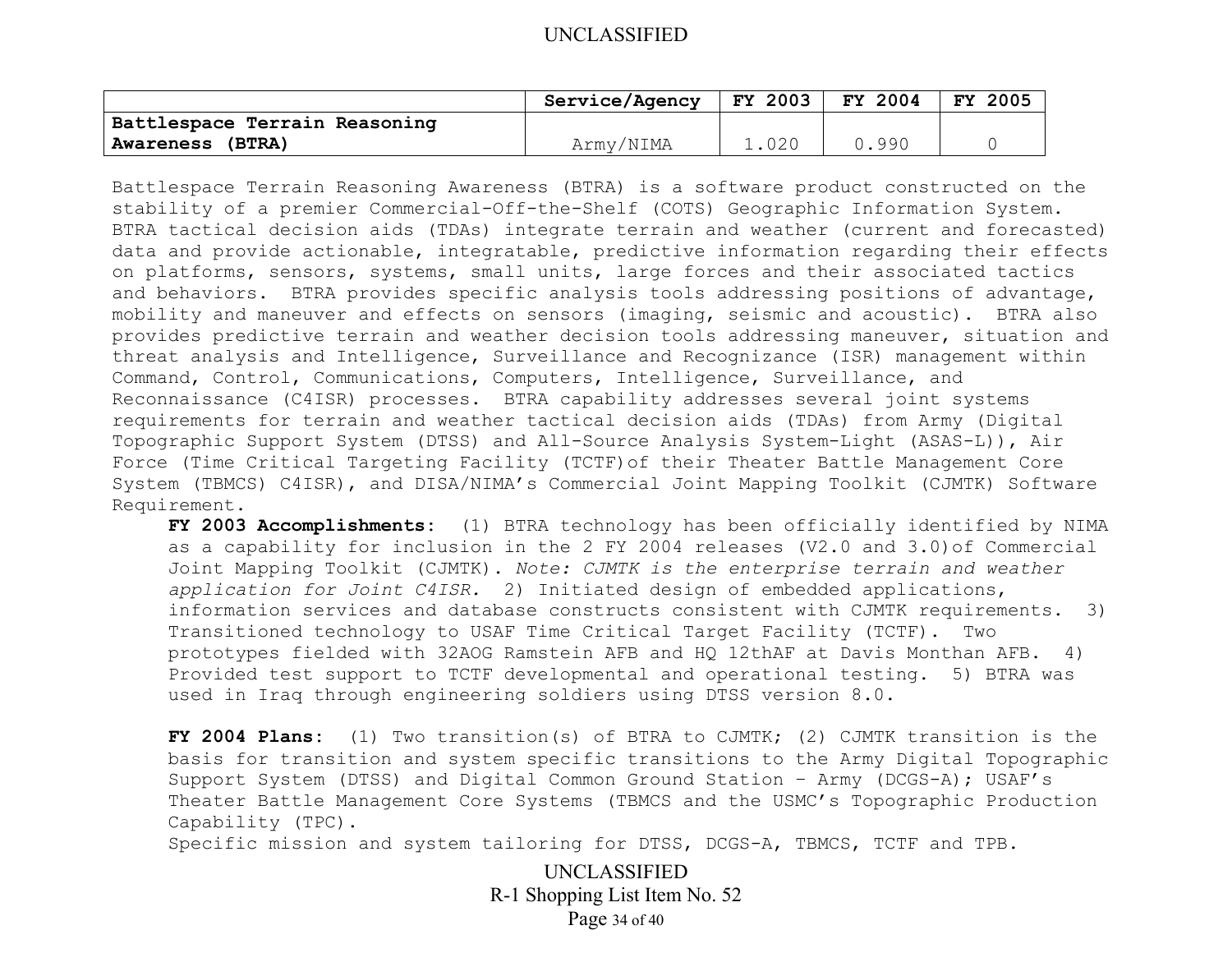| | Service/Agency | FY 2003 | FY 2004 | FY 2005 |
|---|---|---|---|---|
| **Battlespace Terrain Reasoning Awareness (BTRA)** | Army/NIMA | 1.020 | 0.990 | 0 |

Battlespace Terrain Reasoning Awareness (BTRA) is a software product constructed on the stability of a premier Commercial-Off-the-Shelf (COTS) Geographic Information System. BTRA tactical decision aids (TDAs) integrate terrain and weather (current and forecasted) data and provide actionable, integratable, predictive information regarding their effects on platforms, sensors, systems, small units, large forces and their associated tactics and behaviors. BTRA provides specific analysis tools addressing positions of advantage, mobility and maneuver and effects on sensors (imaging, seismic and acoustic). BTRA also provides predictive terrain and weather decision tools addressing maneuver, situation and threat analysis and Intelligence, Surveillance and Recognizance (ISR) management within Command, Control, Communications, Computers, Intelligence, Surveillance, and Reconnaissance (C4ISR) processes. BTRA capability addresses several joint systems requirements for terrain and weather tactical decision aids (TDAs) from Army (Digital Topographic Support System (DTSS) and All-Source Analysis System-Light (ASAS-L)), Air Force (Time Critical Targeting Facility (TCTF)of their Theater Battle Management Core System (TBMCS) C4ISR), and DISA/NIMA's Commercial Joint Mapping Toolkit (CJMTK) Software Requirement.

**FY 2003 Accomplishments:** (1) BTRA technology has been officially identified by NIMA as a capability for inclusion in the 2 FY 2004 releases (V2.0 and 3.0)of Commercial Joint Mapping Toolkit (CJMTK). *Note: CJMTK is the enterprise terrain and weather application for Joint C4ISR.* 2) Initiated design of embedded applications, information services and database constructs consistent with CJMTK requirements. 3) Transitioned technology to USAF Time Critical Target Facility (TCTF). Two prototypes fielded with 32AOG Ramstein AFB and HQ 12thAF at Davis Monthan AFB. 4) Provided test support to TCTF developmental and operational testing. 5) BTRA was used in Iraq through engineering soldiers using DTSS version 8.0.

**FY 2004 Plans:** (1) Two transition(s) of BTRA to CJMTK; (2) CJMTK transition is the basis for transition and system specific transitions to the Army Digital Topographic Support System (DTSS) and Digital Common Ground Station – Army (DCGS-A); USAF's Theater Battle Management Core Systems (TBMCS and the USMC's Topographic Production Capability (TPC).
Specific mission and system tailoring for DTSS, DCGS-A, TBMCS, TCTF and TPB.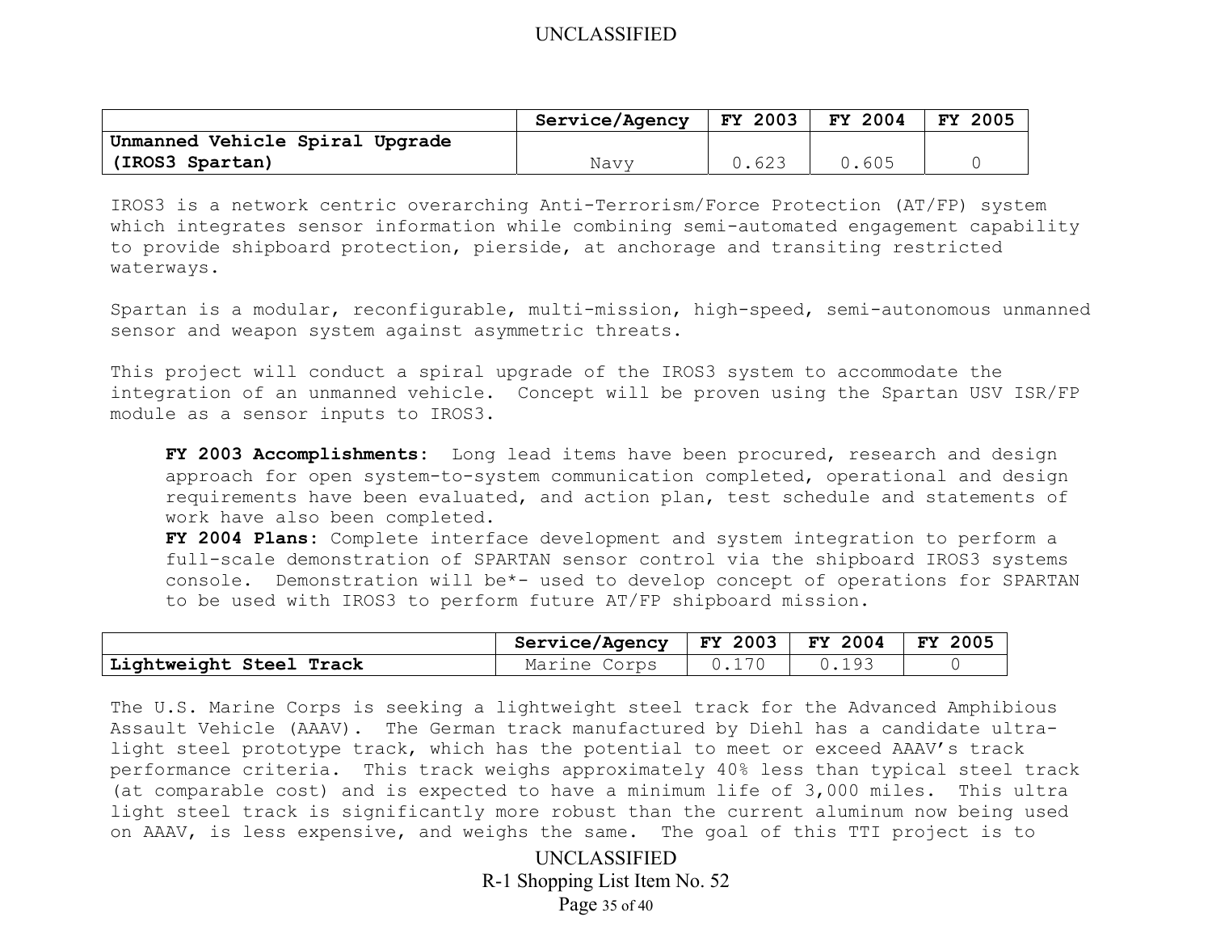| | Service/Agency | FY 2003 | FY 2004 | FY 2005 |
|---|---|---|---|---|
| **Unmanned Vehicle Spiral Upgrade (IROS3 Spartan)** | Navy | 0.623 | 0.605 | 0 |

IROS3 is a network centric overarching Anti-Terrorism/Force Protection (AT/FP) system which integrates sensor information while combining semi-automated engagement capability to provide shipboard protection, pierside, at anchorage and transiting restricted waterways.

Spartan is a modular, reconfigurable, multi-mission, high-speed, semi-autonomous unmanned sensor and weapon system against asymmetric threats.

This project will conduct a spiral upgrade of the IROS3 system to accommodate the integration of an unmanned vehicle. Concept will be proven using the Spartan USV ISR/FP module as a sensor inputs to IROS3.

**FY 2003 Accomplishments:** Long lead items have been procured, research and design approach for open system-to-system communication completed, operational and design requirements have been evaluated, and action plan, test schedule and statements of work have also been completed.
**FY 2004 Plans:** Complete interface development and system integration to perform a full-scale demonstration of SPARTAN sensor control via the shipboard IROS3 systems console. Demonstration will be*- used to develop concept of operations for SPARTAN to be used with IROS3 to perform future AT/FP shipboard mission.

| | Service/Agency | FY 2003 | FY 2004 | FY 2005 |
|---|---|---|---|---|
| **Lightweight Steel Track** | Marine Corps | 0.170 | 0.193 | 0 |

The U.S. Marine Corps is seeking a lightweight steel track for the Advanced Amphibious Assault Vehicle (AAAV). The German track manufactured by Diehl has a candidate ultra-light steel prototype track, which has the potential to meet or exceed AAAV's track performance criteria. This track weighs approximately 40% less than typical steel track (at comparable cost) and is expected to have a minimum life of 3,000 miles. This ultra light steel track is significantly more robust than the current aluminum now being used on AAAV, is less expensive, and weighs the same. The goal of this TTI project is to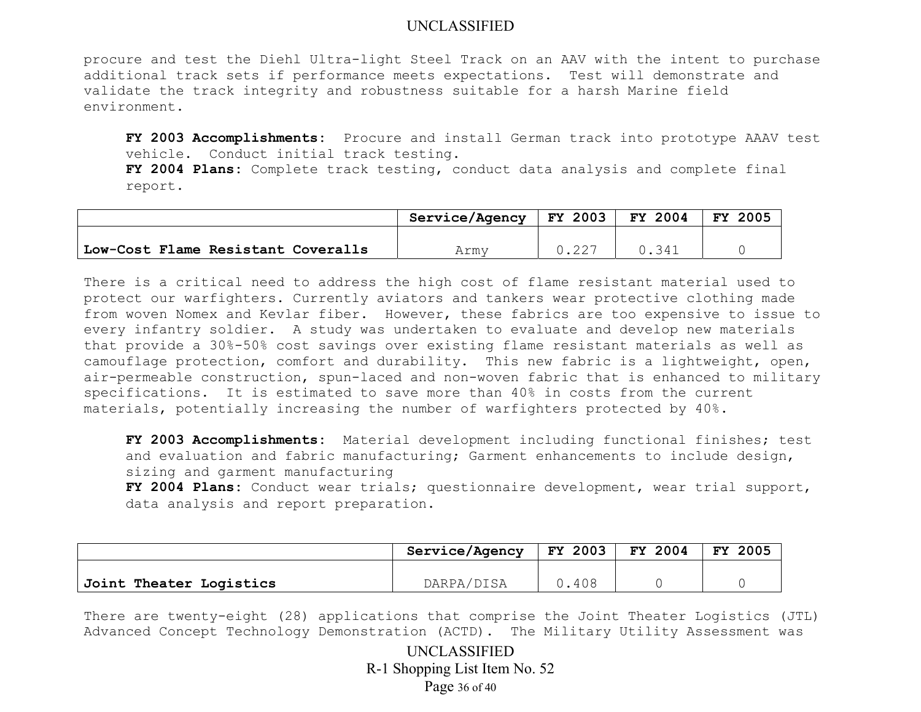procure and test the Diehl Ultra-light Steel Track on an AAV with the intent to purchase additional track sets if performance meets expectations. Test will demonstrate and validate the track integrity and robustness suitable for a harsh Marine field environment.

**FY 2003 Accomplishments:** Procure and install German track into prototype AAAV test vehicle. Conduct initial track testing.
**FY 2004 Plans:** Complete track testing, conduct data analysis and complete final report.

| | Service/Agency | FY 2003 | FY 2004 | FY 2005 |
|---|---|---|---|---|
| **Low-Cost Flame Resistant Coveralls** | Army | 0.227 | 0.341 | 0 |

There is a critical need to address the high cost of flame resistant material used to protect our warfighters. Currently aviators and tankers wear protective clothing made from woven Nomex and Kevlar fiber. However, these fabrics are too expensive to issue to every infantry soldier. A study was undertaken to evaluate and develop new materials that provide a 30%-50% cost savings over existing flame resistant materials as well as camouflage protection, comfort and durability. This new fabric is a lightweight, open, air-permeable construction, spun-laced and non-woven fabric that is enhanced to military specifications. It is estimated to save more than 40% in costs from the current materials, potentially increasing the number of warfighters protected by 40%.

**FY 2003 Accomplishments:** Material development including functional finishes; test and evaluation and fabric manufacturing; Garment enhancements to include design, sizing and garment manufacturing
**FY 2004 Plans:** Conduct wear trials; questionnaire development, wear trial support, data analysis and report preparation.

| | Service/Agency | FY 2003 | FY 2004 | FY 2005 |
|---|---|---|---|---|
| **Joint Theater Logistics** | DARPA/DISA | 0.408 | 0 | 0 |

There are twenty-eight (28) applications that comprise the Joint Theater Logistics (JTL) Advanced Concept Technology Demonstration (ACTD). The Military Utility Assessment was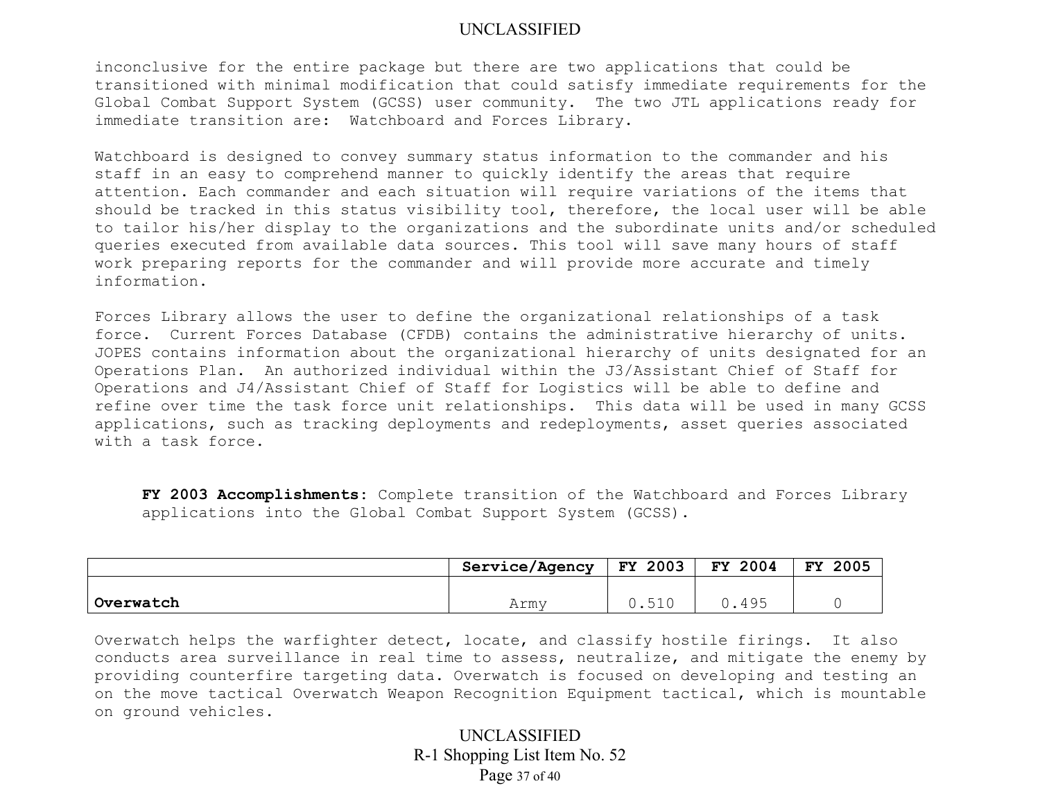inconclusive for the entire package but there are two applications that could be transitioned with minimal modification that could satisfy immediate requirements for the Global Combat Support System (GCSS) user community. The two JTL applications ready for immediate transition are: Watchboard and Forces Library.

Watchboard is designed to convey summary status information to the commander and his staff in an easy to comprehend manner to quickly identify the areas that require attention. Each commander and each situation will require variations of the items that should be tracked in this status visibility tool, therefore, the local user will be able to tailor his/her display to the organizations and the subordinate units and/or scheduled queries executed from available data sources. This tool will save many hours of staff work preparing reports for the commander and will provide more accurate and timely information.

Forces Library allows the user to define the organizational relationships of a task force. Current Forces Database (CFDB) contains the administrative hierarchy of units. JOPES contains information about the organizational hierarchy of units designated for an Operations Plan. An authorized individual within the J3/Assistant Chief of Staff for Operations and J4/Assistant Chief of Staff for Logistics will be able to define and refine over time the task force unit relationships. This data will be used in many GCSS applications, such as tracking deployments and redeployments, asset queries associated with a task force.

**FY 2003 Accomplishments:** Complete transition of the Watchboard and Forces Library applications into the Global Combat Support System (GCSS).

| | Service/Agency | FY 2003 | FY 2004 | FY 2005 |
|---|---|---|---|---|
| **Overwatch** | Army | 0.510 | 0.495 | 0 |

Overwatch helps the warfighter detect, locate, and classify hostile firings. It also conducts area surveillance in real time to assess, neutralize, and mitigate the enemy by providing counterfire targeting data. Overwatch is focused on developing and testing an on the move tactical Overwatch Weapon Recognition Equipment tactical, which is mountable on ground vehicles.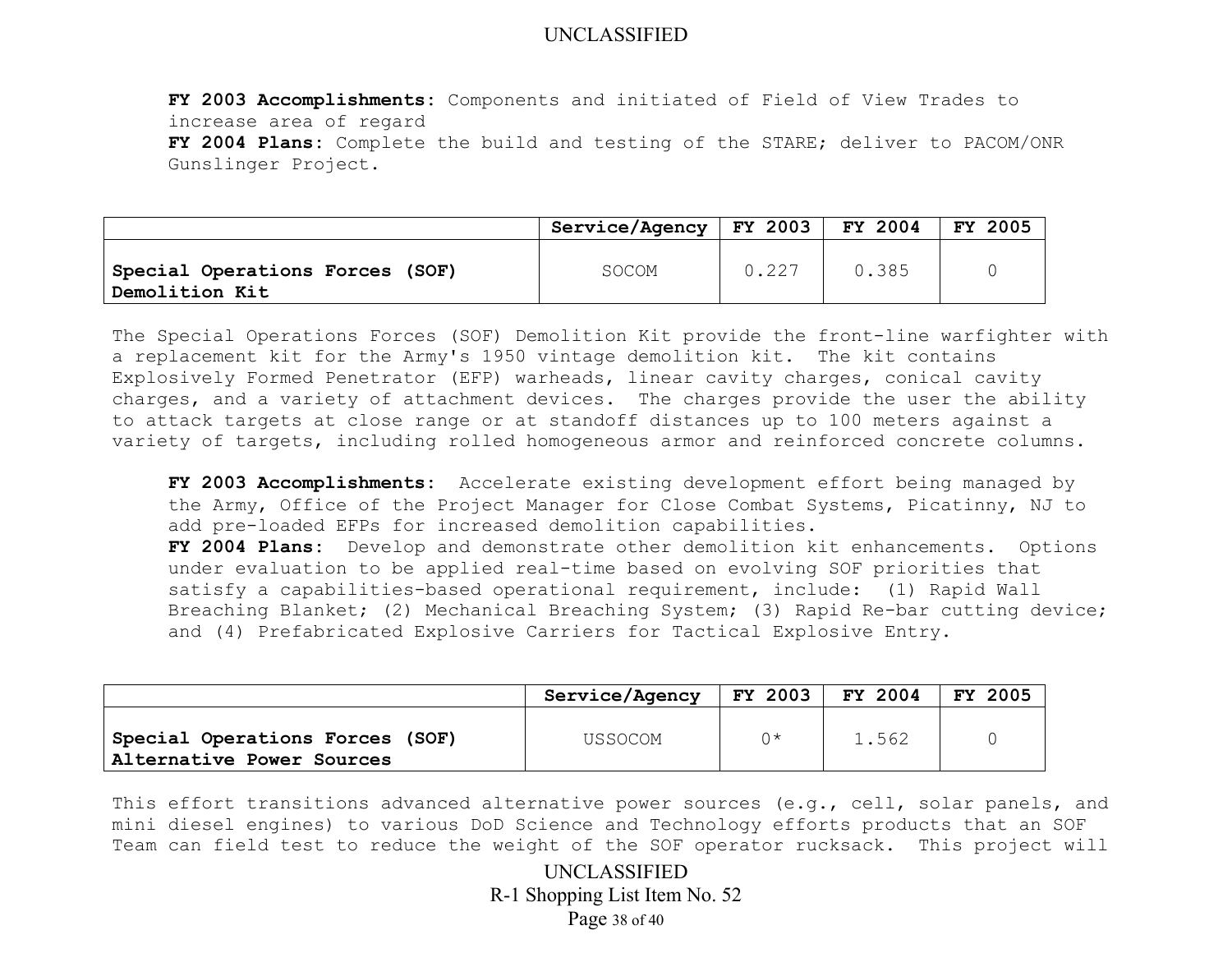**FY 2003 Accomplishments:** Components and initiated of Field of View Trades to increase area of regard
**FY 2004 Plans:** Complete the build and testing of the STARE; deliver to PACOM/ONR Gunslinger Project.

| | Service/Agency | FY 2003 | FY 2004 | FY 2005 |
|---|---|---|---|---|
| **Special Operations Forces (SOF) Demolition Kit** | SOCOM | 0.227 | 0.385 | 0 |

The Special Operations Forces (SOF) Demolition Kit provide the front-line warfighter with a replacement kit for the Army's 1950 vintage demolition kit. The kit contains Explosively Formed Penetrator (EFP) warheads, linear cavity charges, conical cavity charges, and a variety of attachment devices. The charges provide the user the ability to attack targets at close range or at standoff distances up to 100 meters against a variety of targets, including rolled homogeneous armor and reinforced concrete columns.

**FY 2003 Accomplishments:** Accelerate existing development effort being managed by the Army, Office of the Project Manager for Close Combat Systems, Picatinny, NJ to add pre-loaded EFPs for increased demolition capabilities.
**FY 2004 Plans:** Develop and demonstrate other demolition kit enhancements. Options under evaluation to be applied real-time based on evolving SOF priorities that satisfy a capabilities-based operational requirement, include: (1) Rapid Wall Breaching Blanket; (2) Mechanical Breaching System; (3) Rapid Re-bar cutting device; and (4) Prefabricated Explosive Carriers for Tactical Explosive Entry.

| | Service/Agency | FY 2003 | FY 2004 | FY 2005 |
|---|---|---|---|---|
| **Special Operations Forces (SOF) Alternative Power Sources** | USSOCOM | 0* | 1.562 | 0 |

This effort transitions advanced alternative power sources (e.g., cell, solar panels, and mini diesel engines) to various DoD Science and Technology efforts products that an SOF Team can field test to reduce the weight of the SOF operator rucksack. This project will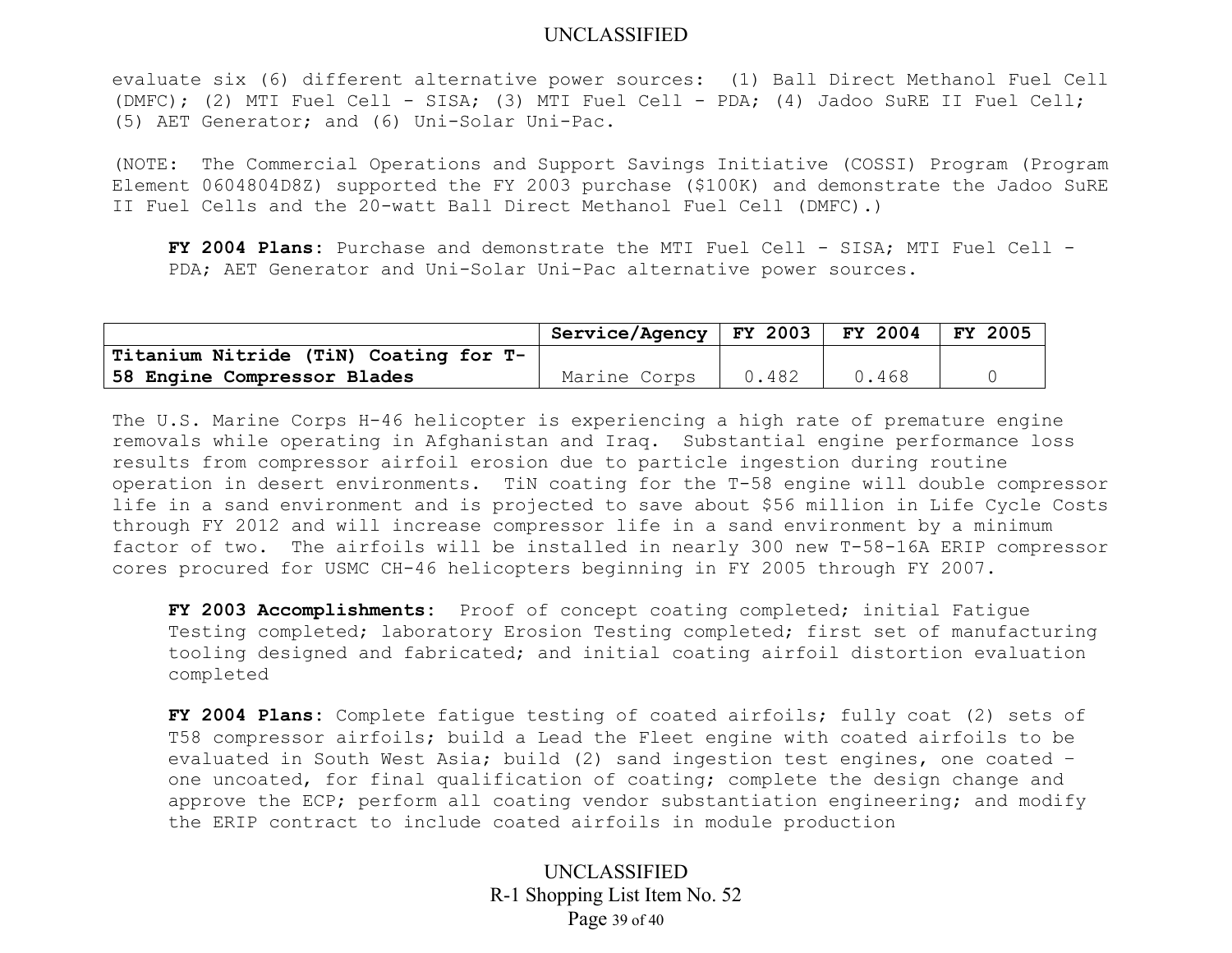evaluate six (6) different alternative power sources: (1) Ball Direct Methanol Fuel Cell (DMFC); (2) MTI Fuel Cell - SISA; (3) MTI Fuel Cell - PDA; (4) Jadoo SuRE II Fuel Cell; (5) AET Generator; and (6) Uni-Solar Uni-Pac.

(NOTE: The Commercial Operations and Support Savings Initiative (COSSI) Program (Program Element 0604804D8Z) supported the FY 2003 purchase ($100K) and demonstrate the Jadoo SuRE II Fuel Cells and the 20-watt Ball Direct Methanol Fuel Cell (DMFC).)

**FY 2004 Plans**: Purchase and demonstrate the MTI Fuel Cell - SISA; MTI Fuel Cell - PDA; AET Generator and Uni-Solar Uni-Pac alternative power sources.

| | Service/Agency | FY 2003 | FY 2004 | FY 2005 |
|---|---|---|---|---|
| **Titanium Nitride (TiN) Coating for T-58 Engine Compressor Blades** | Marine Corps | 0.482 | 0.468 | 0 |

The U.S. Marine Corps H-46 helicopter is experiencing a high rate of premature engine removals while operating in Afghanistan and Iraq. Substantial engine performance loss results from compressor airfoil erosion due to particle ingestion during routine operation in desert environments. TiN coating for the T-58 engine will double compressor life in a sand environment and is projected to save about $56 million in Life Cycle Costs through FY 2012 and will increase compressor life in a sand environment by a minimum factor of two. The airfoils will be installed in nearly 300 new T-58-16A ERIP compressor cores procured for USMC CH-46 helicopters beginning in FY 2005 through FY 2007.

**FY 2003 Accomplishments**: Proof of concept coating completed; initial Fatigue Testing completed; laboratory Erosion Testing completed; first set of manufacturing tooling designed and fabricated; and initial coating airfoil distortion evaluation completed

**FY 2004 Plans**: Complete fatigue testing of coated airfoils; fully coat (2) sets of T58 compressor airfoils; build a Lead the Fleet engine with coated airfoils to be evaluated in South West Asia; build (2) sand ingestion test engines, one coated – one uncoated, for final qualification of coating; complete the design change and approve the ECP; perform all coating vendor substantiation engineering; and modify the ERIP contract to include coated airfoils in module production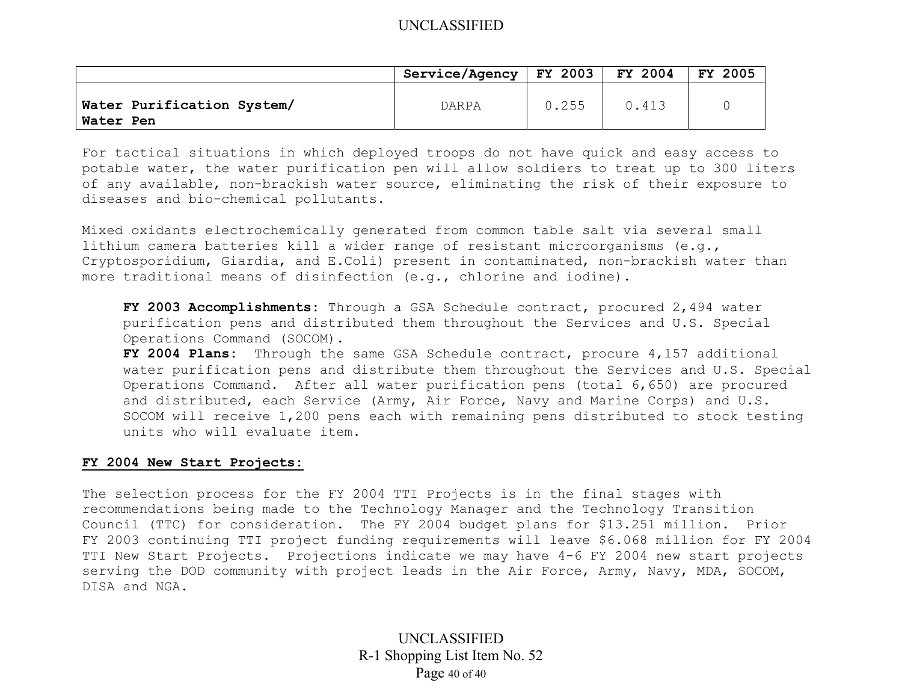| | Service/Agency | FY 2003 | FY 2004 | FY 2005 |
|---|---|---|---|---|
| **Water Purification System/ Water Pen** | DARPA | 0.255 | 0.413 | 0 |

For tactical situations in which deployed troops do not have quick and easy access to potable water, the water purification pen will allow soldiers to treat up to 300 liters of any available, non-brackish water source, eliminating the risk of their exposure to diseases and bio-chemical pollutants.

Mixed oxidants electrochemically generated from common table salt via several small lithium camera batteries kill a wider range of resistant microorganisms (e.g., Cryptosporidium, Giardia, and E.Coli) present in contaminated, non-brackish water than more traditional means of disinfection (e.g., chlorine and iodine).

**FY 2003 Accomplishments:** Through a GSA Schedule contract, procured 2,494 water purification pens and distributed them throughout the Services and U.S. Special Operations Command (SOCOM).

**FY 2004 Plans:** Through the same GSA Schedule contract, procure 4,157 additional water purification pens and distribute them throughout the Services and U.S. Special Operations Command. After all water purification pens (total 6,650) are procured and distributed, each Service (Army, Air Force, Navy and Marine Corps) and U.S. SOCOM will receive 1,200 pens each with remaining pens distributed to stock testing units who will evaluate item.

**FY 2004 New Start Projects:**

The selection process for the FY 2004 TTI Projects is in the final stages with recommendations being made to the Technology Manager and the Technology Transition Council (TTC) for consideration. The FY 2004 budget plans for $13.251 million. Prior FY 2003 continuing TTI project funding requirements will leave $6.068 million for FY 2004 TTI New Start Projects. Projections indicate we may have 4-6 FY 2004 new start projects serving the DOD community with project leads in the Air Force, Army, Navy, MDA, SOCOM, DISA and NGA.